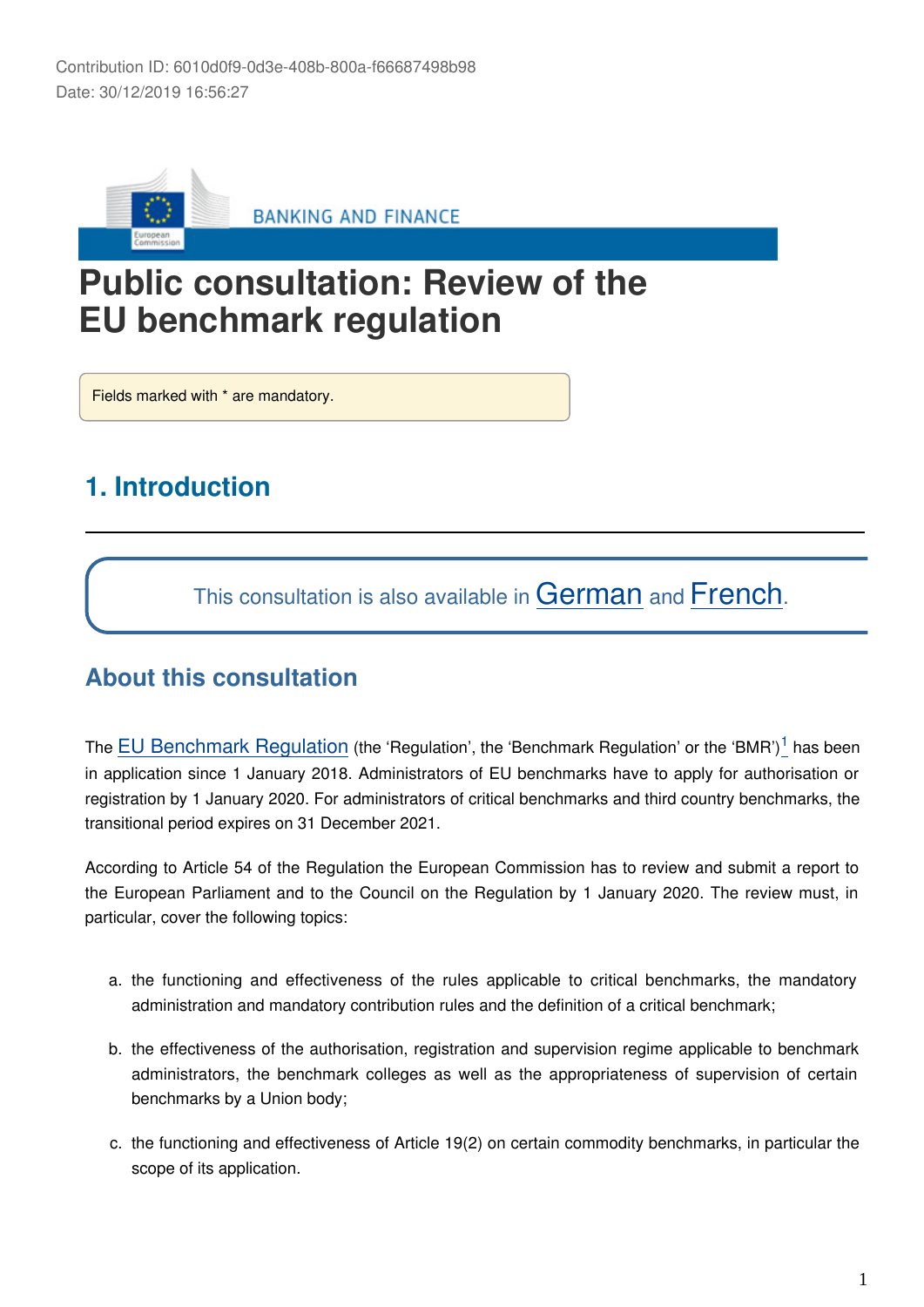Contribution ID: 6010d0f9-0d3e-408b-800a-f66687498b98
Date: 30/12/2019 16:56:27

BANKING AND FINANCE

# Public consultation: Review of the EU benchmark regulation

Fields marked with * are mandatory.

## 1. Introduction

This consultation is also available in German and French.

### About this consultation

The EU Benchmark Regulation (the 'Regulation', the 'Benchmark Regulation' or the 'BMR')[1] has been in application since 1 January 2018. Administrators of EU benchmarks have to apply for authorisation or registration by 1 January 2020. For administrators of critical benchmarks and third country benchmarks, the transitional period expires on 31 December 2021.

According to Article 54 of the Regulation the European Commission has to review and submit a report to the European Parliament and to the Council on the Regulation by 1 January 2020. The review must, in particular, cover the following topics:

a. the functioning and effectiveness of the rules applicable to critical benchmarks, the mandatory administration and mandatory contribution rules and the definition of a critical benchmark;

b. the effectiveness of the authorisation, registration and supervision regime applicable to benchmark administrators, the benchmark colleges as well as the appropriateness of supervision of certain benchmarks by a Union body;

c. the functioning and effectiveness of Article 19(2) on certain commodity benchmarks, in particular the scope of its application.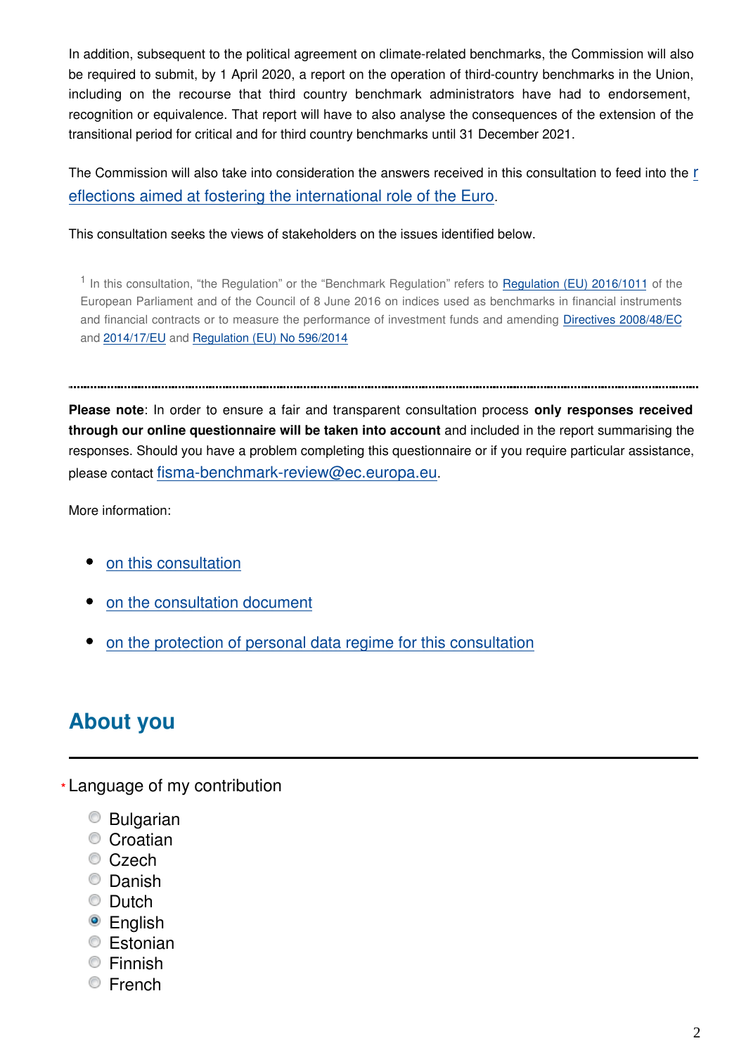In addition, subsequent to the political agreement on climate-related benchmarks, the Commission will also be required to submit, by 1 April 2020, a report on the operation of third-country benchmarks in the Union, including on the recourse that third country benchmark administrators have had to endorsement, recognition or equivalence. That report will have to also analyse the consequences of the extension of the transitional period for critical and for third country benchmarks until 31 December 2021.

The Commission will also take into consideration the answers received in this consultation to feed into the reflections aimed at fostering the international role of the Euro.

This consultation seeks the views of stakeholders on the issues identified below.

[1] In this consultation, "the Regulation" or the "Benchmark Regulation" refers to Regulation (EU) 2016/1011 of the European Parliament and of the Council of 8 June 2016 on indices used as benchmarks in financial instruments and financial contracts or to measure the performance of investment funds and amending Directives 2008/48/EC and 2014/17/EU and Regulation (EU) No 596/2014

---

**Please note**: In order to ensure a fair and transparent consultation process **only responses received through our online questionnaire will be taken into account** and included in the report summarising the responses. Should you have a problem completing this questionnaire or if you require particular assistance, please contact fisma-benchmark-review@ec.europa.eu.

More information:

- on this consultation
- on the consultation document
- on the protection of personal data regime for this consultation

## About you

\* Language of my contribution

- ◯ Bulgarian
- ◯ Croatian
- ◯ Czech
- ◯ Danish
- ◯ Dutch
- ◉ English
- ◯ Estonian
- ◯ Finnish
- ◯ French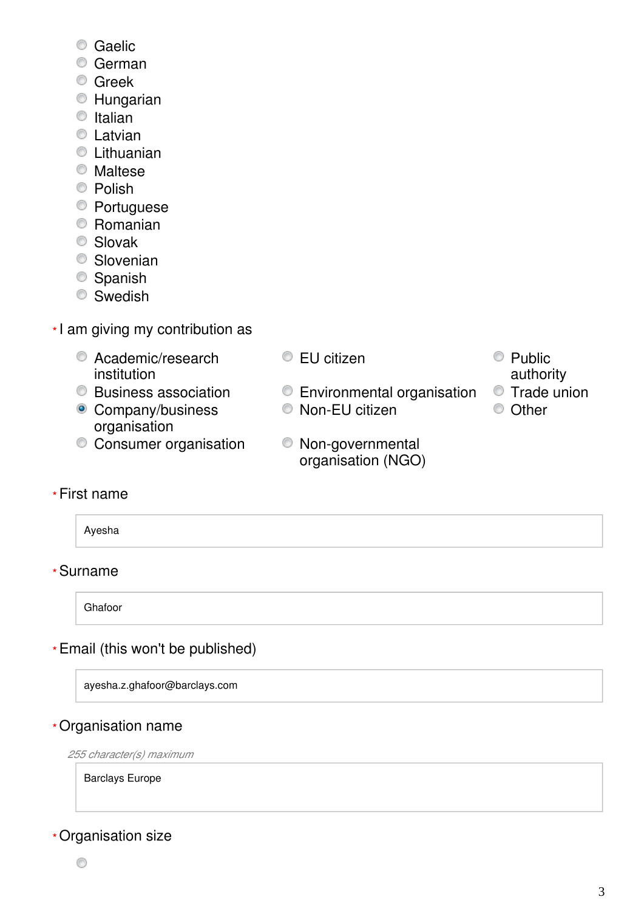- Gaelic
- German
- Greek
- Hungarian
- Italian
- Latvian
- Lithuanian
- Maltese
- Polish
- Portuguese
- Romanian
- Slovak
- Slovenian
- Spanish
- Swedish

*I am giving my contribution as

- Academic/research institution
- Business association
- (selected) Company/business organisation
- Consumer organisation
- EU citizen
- Environmental organisation
- Non-EU citizen
- Non-governmental organisation (NGO)
- Public authority
- Trade union
- Other

*First name

Ayesha

*Surname

Ghafoor

*Email (this won't be published)

ayesha.z.ghafoor@barclays.com

*Organisation name

*255 character(s) maximum*

Barclays Europe

*Organisation size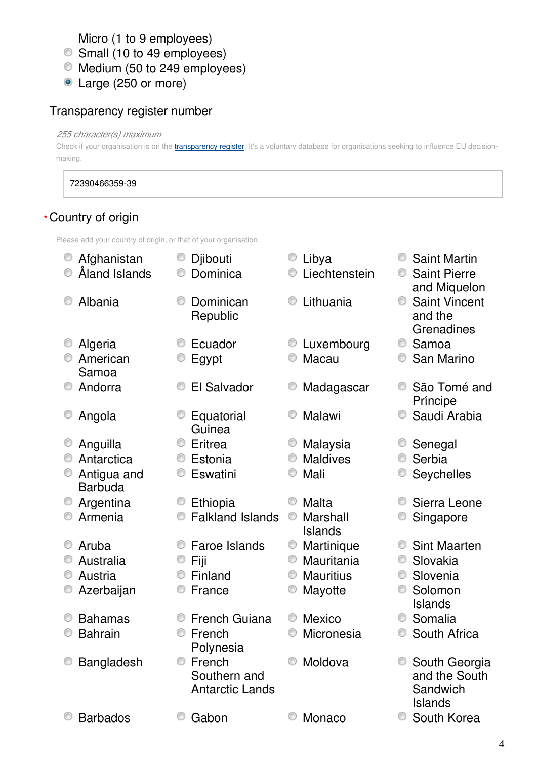- Micro (1 to 9 employees)
- Small (10 to 49 employees)
- Medium (50 to 249 employees)
- Large (250 or more) (selected)

Transparency register number

*255 character(s) maximum*

Check if your organisation is on the transparency register. It's a voluntary database for organisations seeking to influence EU decision-making.

72390466359-39

\* Country of origin

Please add your country of origin, or that of your organisation.

- Afghanistan
- Åland Islands
- Albania
- Algeria
- American Samoa
- Andorra
- Angola
- Anguilla
- Antarctica
- Antigua and Barbuda
- Argentina
- Armenia
- Aruba
- Australia
- Austria
- Azerbaijan
- Bahamas
- Bahrain
- Bangladesh
- Barbados
- Djibouti
- Dominica
- Dominican Republic
- Ecuador
- Egypt
- El Salvador
- Equatorial Guinea
- Eritrea
- Estonia
- Eswatini
- Ethiopia
- Falkland Islands
- Faroe Islands
- Fiji
- Finland
- France
- French Guiana
- French Polynesia
- French Southern and Antarctic Lands
- Gabon
- Libya
- Liechtenstein
- Lithuania
- Luxembourg
- Macau
- Madagascar
- Malawi
- Malaysia
- Maldives
- Mali
- Malta
- Marshall Islands
- Martinique
- Mauritania
- Mauritius
- Mayotte
- Mexico
- Micronesia
- Moldova
- Monaco
- Saint Martin
- Saint Pierre and Miquelon
- Saint Vincent and the Grenadines
- Samoa
- San Marino
- São Tomé and Príncipe
- Saudi Arabia
- Senegal
- Serbia
- Seychelles
- Sierra Leone
- Singapore
- Sint Maarten
- Slovakia
- Slovenia
- Solomon Islands
- Somalia
- South Africa
- South Georgia and the South Sandwich Islands
- South Korea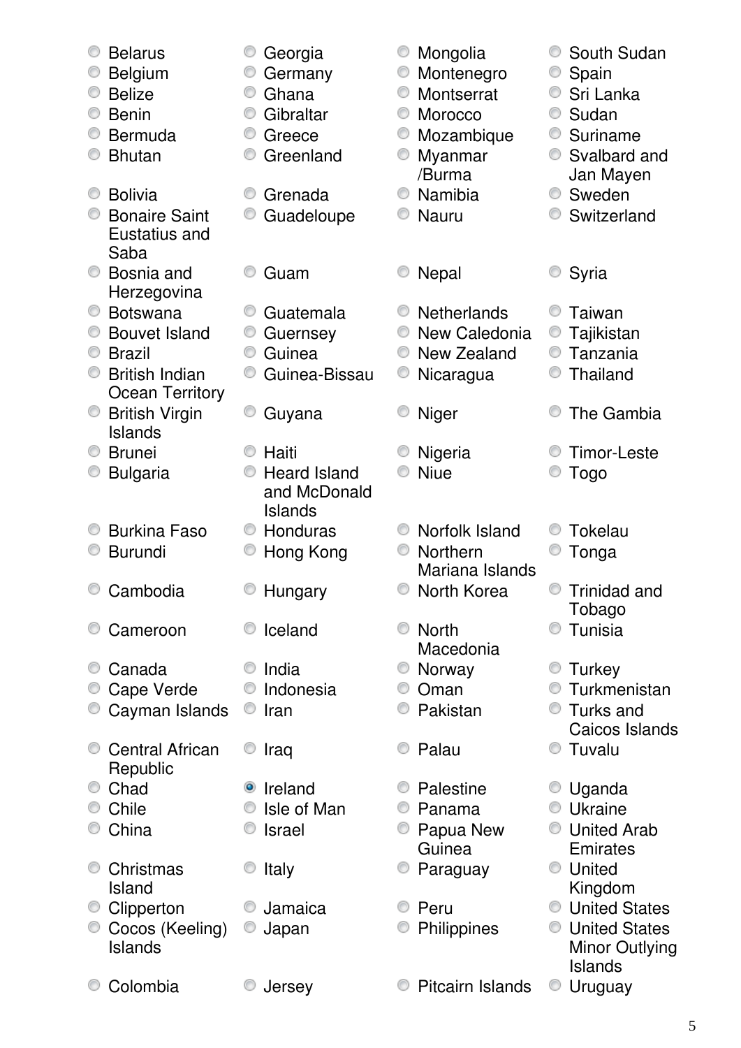- ○ Belarus
- ○ Belgium
- ○ Belize
- ○ Benin
- ○ Bermuda
- ○ Bhutan
- ○ Bolivia
- ○ Bonaire Saint Eustatius and Saba
- ○ Bosnia and Herzegovina
- ○ Botswana
- ○ Bouvet Island
- ○ Brazil
- ○ British Indian Ocean Territory
- ○ British Virgin Islands
- ○ Brunei
- ○ Bulgaria
- ○ Burkina Faso
- ○ Burundi
- ○ Cambodia
- ○ Cameroon
- ○ Canada
- ○ Cape Verde
- ○ Cayman Islands
- ○ Central African Republic
- ○ Chad
- ○ Chile
- ○ China
- ○ Christmas Island
- ○ Clipperton
- ○ Cocos (Keeling) Islands
- ○ Colombia
- ○ Georgia
- ○ Germany
- ○ Ghana
- ○ Gibraltar
- ○ Greece
- ○ Greenland
- ○ Grenada
- ○ Guadeloupe
- ○ Guam
- ○ Guatemala
- ○ Guernsey
- ○ Guinea
- ○ Guinea-Bissau
- ○ Guyana
- ○ Haiti
- ○ Heard Island and McDonald Islands
- ○ Honduras
- ○ Hong Kong
- ○ Hungary
- ○ Iceland
- ○ India
- ○ Indonesia
- ○ Iran
- ○ Iraq
- ◉ Ireland
- ○ Isle of Man
- ○ Israel
- ○ Italy
- ○ Jamaica
- ○ Japan
- ○ Jersey
- ○ Mongolia
- ○ Montenegro
- ○ Montserrat
- ○ Morocco
- ○ Mozambique
- ○ Myanmar /Burma
- ○ Namibia
- ○ Nauru
- ○ Nepal
- ○ Netherlands
- ○ New Caledonia
- ○ New Zealand
- ○ Nicaragua
- ○ Niger
- ○ Nigeria
- ○ Niue
- ○ Norfolk Island
- ○ Northern Mariana Islands
- ○ North Korea
- ○ North Macedonia
- ○ Norway
- ○ Oman
- ○ Pakistan
- ○ Palau
- ○ Palestine
- ○ Panama
- ○ Papua New Guinea
- ○ Paraguay
- ○ Peru
- ○ Philippines
- ○ Pitcairn Islands
- ○ South Sudan
- ○ Spain
- ○ Sri Lanka
- ○ Sudan
- ○ Suriname
- ○ Svalbard and Jan Mayen
- ○ Sweden
- ○ Switzerland
- ○ Syria
- ○ Taiwan
- ○ Tajikistan
- ○ Tanzania
- ○ Thailand
- ○ The Gambia
- ○ Timor-Leste
- ○ Togo
- ○ Tokelau
- ○ Tonga
- ○ Trinidad and Tobago
- ○ Tunisia
- ○ Turkey
- ○ Turkmenistan
- ○ Turks and Caicos Islands
- ○ Tuvalu
- ○ Uganda
- ○ Ukraine
- ○ United Arab Emirates
- ○ United Kingdom
- ○ United States
- ○ United States Minor Outlying Islands
- ○ Uruguay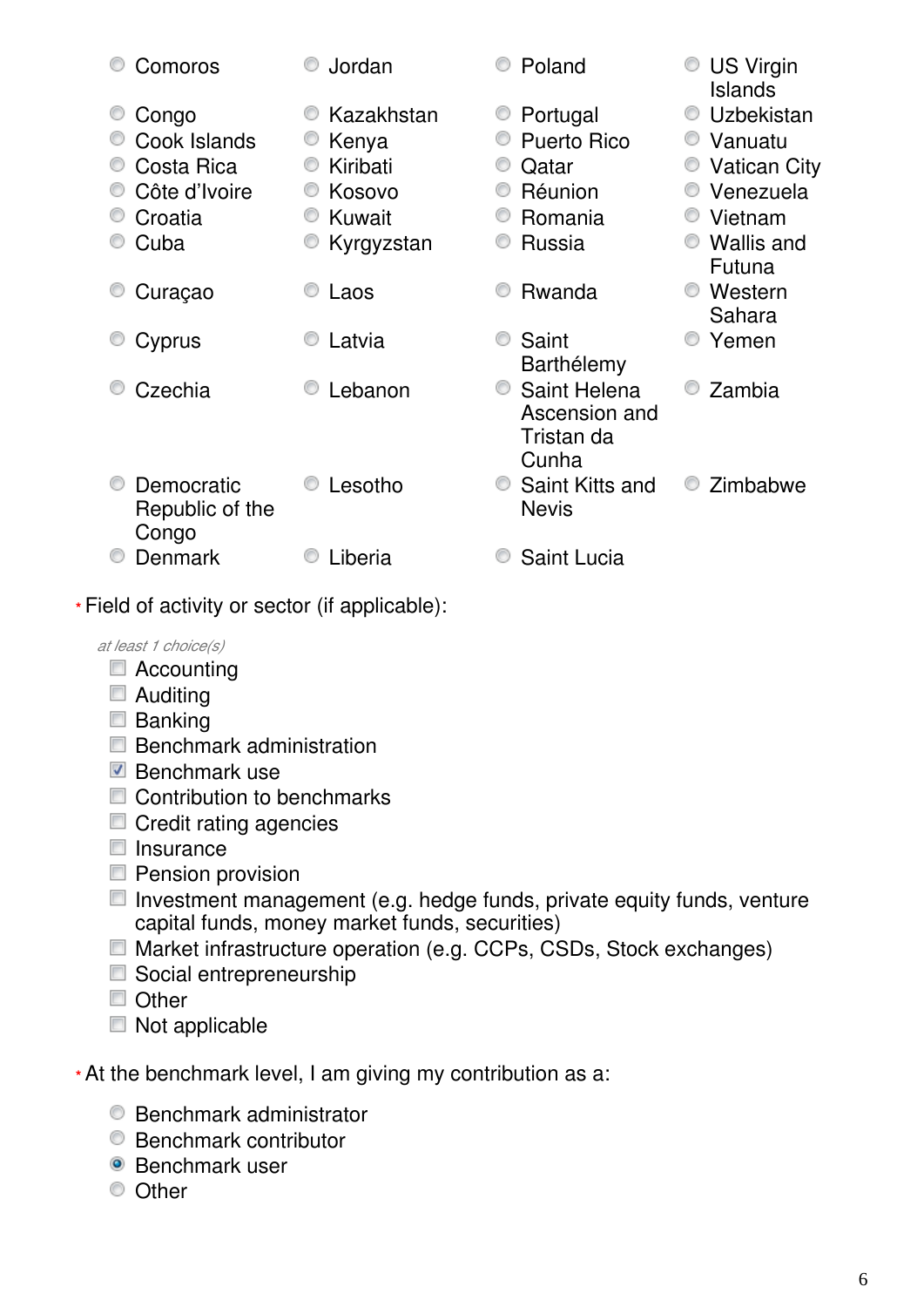- Comoros
- Congo
- Cook Islands
- Costa Rica
- Côte d'Ivoire
- Croatia
- Cuba
- Curaçao
- Cyprus
- Czechia
- Democratic Republic of the Congo
- Denmark
- Jordan
- Kazakhstan
- Kenya
- Kiribati
- Kosovo
- Kuwait
- Kyrgyzstan
- Laos
- Latvia
- Lebanon
- Lesotho
- Liberia
- Poland
- Portugal
- Puerto Rico
- Qatar
- Réunion
- Romania
- Russia
- Rwanda
- Saint Barthélemy
- Saint Helena Ascension and Tristan da Cunha
- Saint Kitts and Nevis
- Saint Lucia
- US Virgin Islands
- Uzbekistan
- Vanuatu
- Vatican City
- Venezuela
- Vietnam
- Wallis and Futuna
- Western Sahara
- Yemen
- Zambia
- Zimbabwe

\* Field of activity or sector (if applicable):

*at least 1 choice(s)*

- [ ] Accounting
- [ ] Auditing
- [ ] Banking
- [ ] Benchmark administration
- [x] Benchmark use
- [ ] Contribution to benchmarks
- [ ] Credit rating agencies
- [ ] Insurance
- [ ] Pension provision
- [ ] Investment management (e.g. hedge funds, private equity funds, venture capital funds, money market funds, securities)
- [ ] Market infrastructure operation (e.g. CCPs, CSDs, Stock exchanges)
- [ ] Social entrepreneurship
- [ ] Other
- [ ] Not applicable

\* At the benchmark level, I am giving my contribution as a:

- ○ Benchmark administrator
- ○ Benchmark contributor
- ◉ Benchmark user
- ○ Other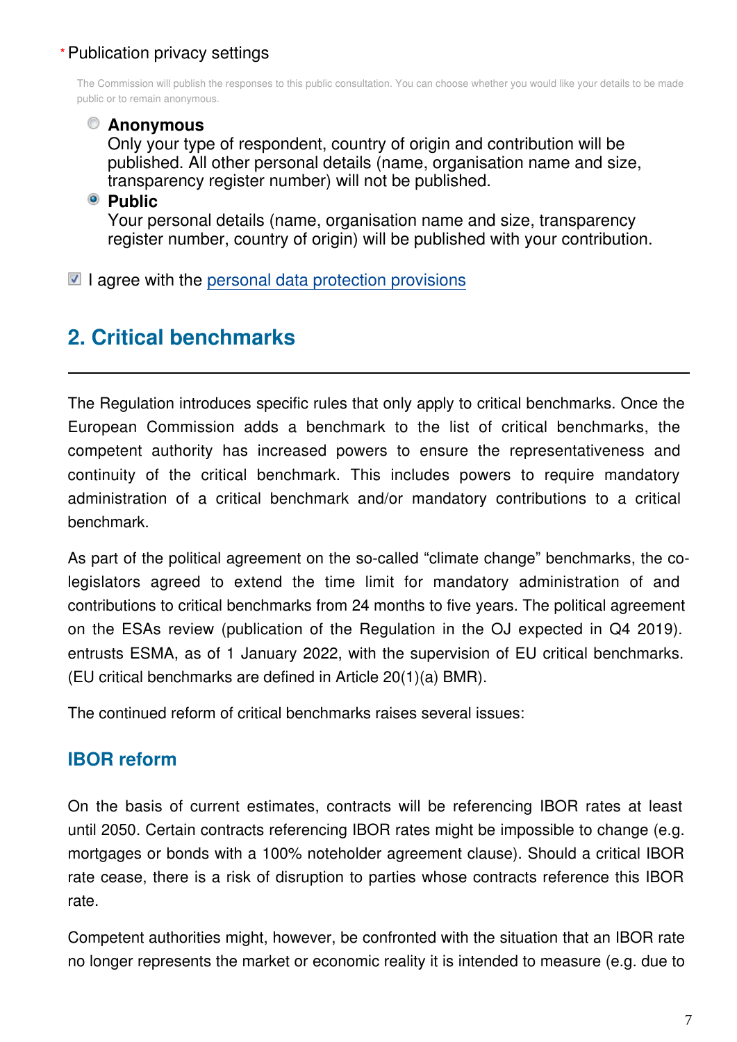\* Publication privacy settings

The Commission will publish the responses to this public consultation. You can choose whether you would like your details to be made public or to remain anonymous.

- ○ **Anonymous**
  Only your type of respondent, country of origin and contribution will be published. All other personal details (name, organisation name and size, transparency register number) will not be published.
- ◉ **Public**
  Your personal details (name, organisation name and size, transparency register number, country of origin) will be published with your contribution.

☑ I agree with the personal data protection provisions

## 2. Critical benchmarks

---

The Regulation introduces specific rules that only apply to critical benchmarks. Once the European Commission adds a benchmark to the list of critical benchmarks, the competent authority has increased powers to ensure the representativeness and continuity of the critical benchmark. This includes powers to require mandatory administration of a critical benchmark and/or mandatory contributions to a critical benchmark.

As part of the political agreement on the so-called "climate change" benchmarks, the co-legislators agreed to extend the time limit for mandatory administration of and contributions to critical benchmarks from 24 months to five years. The political agreement on the ESAs review (publication of the Regulation in the OJ expected in Q4 2019). entrusts ESMA, as of 1 January 2022, with the supervision of EU critical benchmarks. (EU critical benchmarks are defined in Article 20(1)(a) BMR).

The continued reform of critical benchmarks raises several issues:

### IBOR reform

On the basis of current estimates, contracts will be referencing IBOR rates at least until 2050. Certain contracts referencing IBOR rates might be impossible to change (e.g. mortgages or bonds with a 100% noteholder agreement clause). Should a critical IBOR rate cease, there is a risk of disruption to parties whose contracts reference this IBOR rate.

Competent authorities might, however, be confronted with the situation that an IBOR rate no longer represents the market or economic reality it is intended to measure (e.g. due to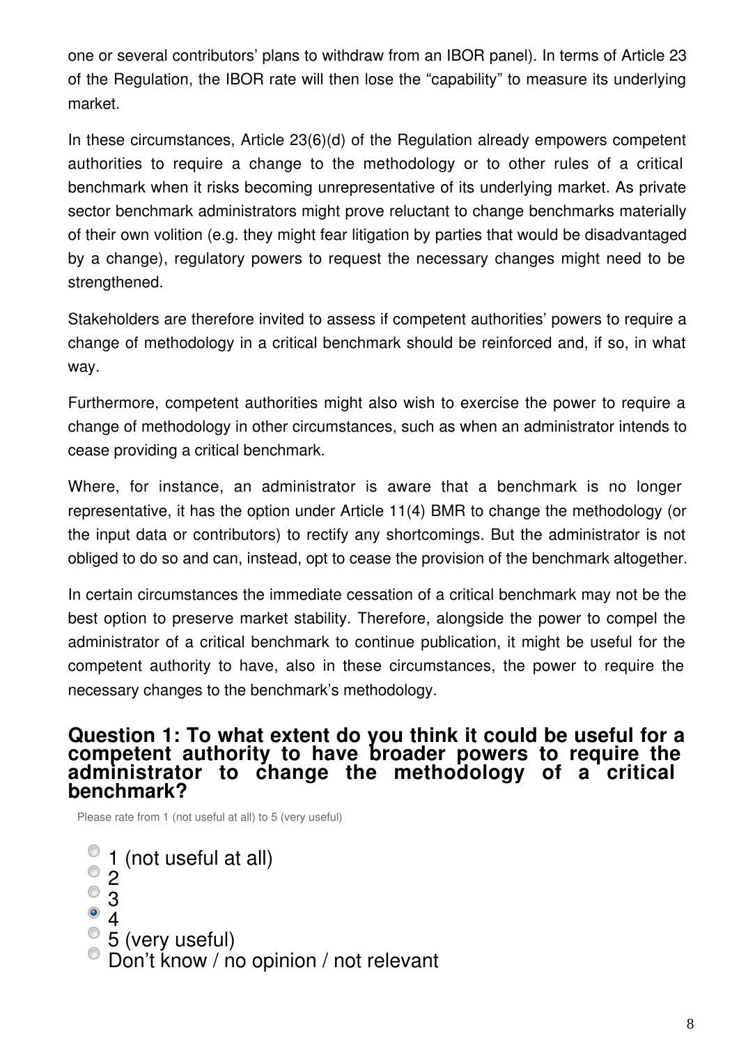one or several contributors' plans to withdraw from an IBOR panel). In terms of Article 23 of the Regulation, the IBOR rate will then lose the "capability" to measure its underlying market.

In these circumstances, Article 23(6)(d) of the Regulation already empowers competent authorities to require a change to the methodology or to other rules of a critical benchmark when it risks becoming unrepresentative of its underlying market. As private sector benchmark administrators might prove reluctant to change benchmarks materially of their own volition (e.g. they might fear litigation by parties that would be disadvantaged by a change), regulatory powers to request the necessary changes might need to be strengthened.

Stakeholders are therefore invited to assess if competent authorities' powers to require a change of methodology in a critical benchmark should be reinforced and, if so, in what way.

Furthermore, competent authorities might also wish to exercise the power to require a change of methodology in other circumstances, such as when an administrator intends to cease providing a critical benchmark.

Where, for instance, an administrator is aware that a benchmark is no longer representative, it has the option under Article 11(4) BMR to change the methodology (or the input data or contributors) to rectify any shortcomings. But the administrator is not obliged to do so and can, instead, opt to cease the provision of the benchmark altogether.

In certain circumstances the immediate cessation of a critical benchmark may not be the best option to preserve market stability. Therefore, alongside the power to compel the administrator of a critical benchmark to continue publication, it might be useful for the competent authority to have, also in these circumstances, the power to require the necessary changes to the benchmark's methodology.

## Question 1: To what extent do you think it could be useful for a competent authority to have broader powers to require the administrator to change the methodology of a critical benchmark?

Please rate from 1 (not useful at all) to 5 (very useful)

- ○ 1 (not useful at all)
- ○ 2
- ○ 3
- ● 4
- ○ 5 (very useful)
- ○ Don't know / no opinion / not relevant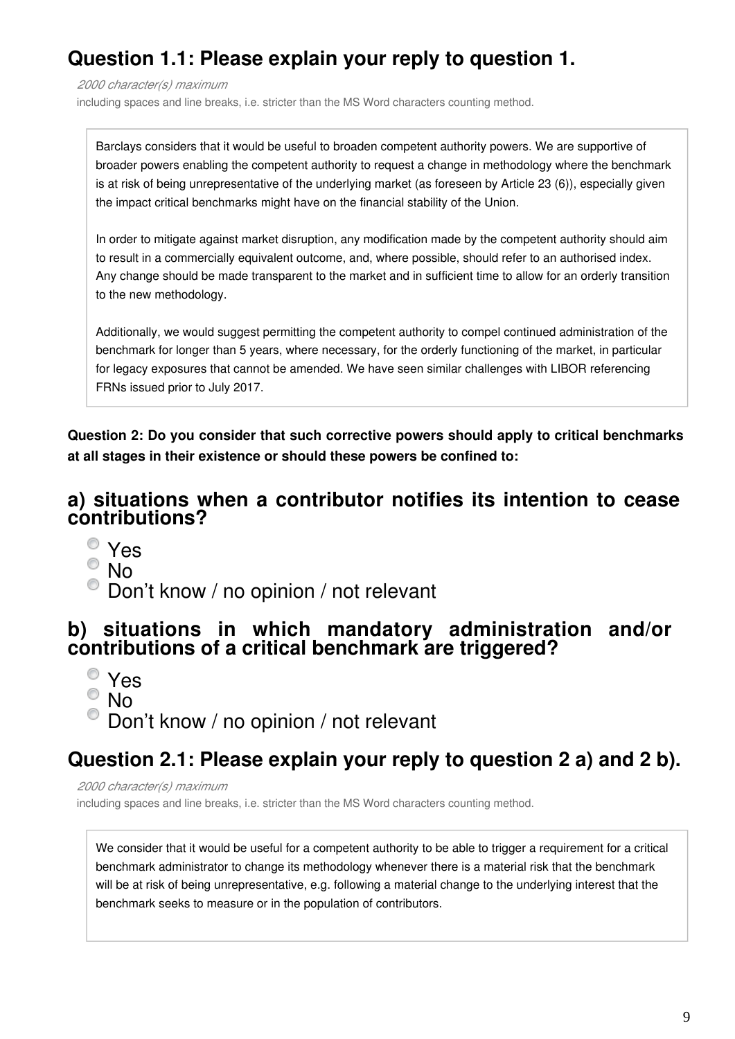## Question 1.1: Please explain your reply to question 1.

*2000 character(s) maximum*

including spaces and line breaks, i.e. stricter than the MS Word characters counting method.

Barclays considers that it would be useful to broaden competent authority powers. We are supportive of broader powers enabling the competent authority to request a change in methodology where the benchmark is at risk of being unrepresentative of the underlying market (as foreseen by Article 23 (6)), especially given the impact critical benchmarks might have on the financial stability of the Union.

In order to mitigate against market disruption, any modification made by the competent authority should aim to result in a commercially equivalent outcome, and, where possible, should refer to an authorised index. Any change should be made transparent to the market and in sufficient time to allow for an orderly transition to the new methodology.

Additionally, we would suggest permitting the competent authority to compel continued administration of the benchmark for longer than 5 years, where necessary, for the orderly functioning of the market, in particular for legacy exposures that cannot be amended. We have seen similar challenges with LIBOR referencing FRNs issued prior to July 2017.

**Question 2: Do you consider that such corrective powers should apply to critical benchmarks at all stages in their existence or should these powers be confined to:**

## a) situations when a contributor notifies its intention to cease contributions?

- Yes
- No
- Don't know / no opinion / not relevant

## b) situations in which mandatory administration and/or contributions of a critical benchmark are triggered?

- Yes
- No
- Don't know / no opinion / not relevant

## Question 2.1: Please explain your reply to question 2 a) and 2 b).

*2000 character(s) maximum*

including spaces and line breaks, i.e. stricter than the MS Word characters counting method.

We consider that it would be useful for a competent authority to be able to trigger a requirement for a critical benchmark administrator to change its methodology whenever there is a material risk that the benchmark will be at risk of being unrepresentative, e.g. following a material change to the underlying interest that the benchmark seeks to measure or in the population of contributors.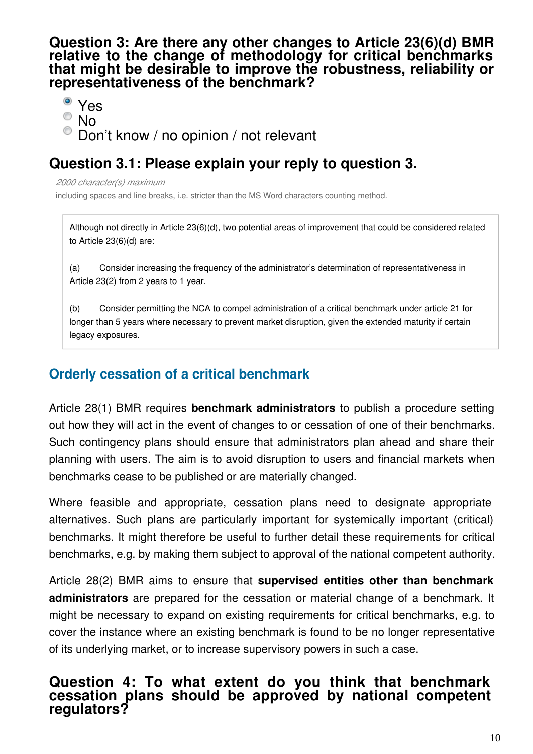## Question 3: Are there any other changes to Article 23(6)(d) BMR relative to the change of methodology for critical benchmarks that might be desirable to improve the robustness, reliability or representativeness of the benchmark?

- (x) Yes
- ( ) No
- ( ) Don't know / no opinion / not relevant

## Question 3.1: Please explain your reply to question 3.

*2000 character(s) maximum*

including spaces and line breaks, i.e. stricter than the MS Word characters counting method.

> Although not directly in Article 23(6)(d), two potential areas of improvement that could be considered related to Article 23(6)(d) are:
>
> (a) Consider increasing the frequency of the administrator's determination of representativeness in Article 23(2) from 2 years to 1 year.
>
> (b) Consider permitting the NCA to compel administration of a critical benchmark under article 21 for longer than 5 years where necessary to prevent market disruption, given the extended maturity if certain legacy exposures.

### Orderly cessation of a critical benchmark

Article 28(1) BMR requires **benchmark administrators** to publish a procedure setting out how they will act in the event of changes to or cessation of one of their benchmarks. Such contingency plans should ensure that administrators plan ahead and share their planning with users. The aim is to avoid disruption to users and financial markets when benchmarks cease to be published or are materially changed.

Where feasible and appropriate, cessation plans need to designate appropriate alternatives. Such plans are particularly important for systemically important (critical) benchmarks. It might therefore be useful to further detail these requirements for critical benchmarks, e.g. by making them subject to approval of the national competent authority.

Article 28(2) BMR aims to ensure that **supervised entities other than benchmark administrators** are prepared for the cessation or material change of a benchmark. It might be necessary to expand on existing requirements for critical benchmarks, e.g. to cover the instance where an existing benchmark is found to be no longer representative of its underlying market, or to increase supervisory powers in such a case.

## Question 4: To what extent do you think that benchmark cessation plans should be approved by national competent regulators?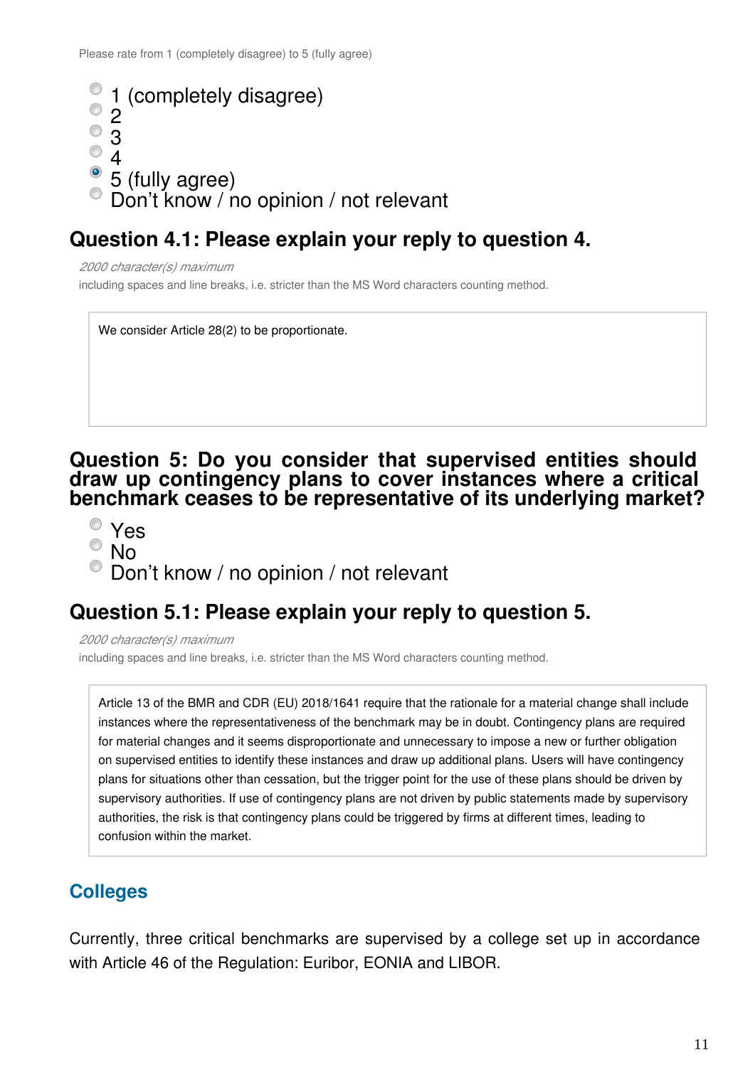Please rate from 1 (completely disagree) to 5 (fully agree)

- 1 (completely disagree)
- 2
- 3
- 4
- 5 (fully agree) [selected]
- Don't know / no opinion / not relevant

## Question 4.1: Please explain your reply to question 4.

*2000 character(s) maximum*

including spaces and line breaks, i.e. stricter than the MS Word characters counting method.

We consider Article 28(2) to be proportionate.

## Question 5: Do you consider that supervised entities should draw up contingency plans to cover instances where a critical benchmark ceases to be representative of its underlying market?

- Yes
- No
- Don't know / no opinion / not relevant

## Question 5.1: Please explain your reply to question 5.

*2000 character(s) maximum*

including spaces and line breaks, i.e. stricter than the MS Word characters counting method.

Article 13 of the BMR and CDR (EU) 2018/1641 require that the rationale for a material change shall include instances where the representativeness of the benchmark may be in doubt. Contingency plans are required for material changes and it seems disproportionate and unnecessary to impose a new or further obligation on supervised entities to identify these instances and draw up additional plans. Users will have contingency plans for situations other than cessation, but the trigger point for the use of these plans should be driven by supervisory authorities. If use of contingency plans are not driven by public statements made by supervisory authorities, the risk is that contingency plans could be triggered by firms at different times, leading to confusion within the market.

## Colleges

Currently, three critical benchmarks are supervised by a college set up in accordance with Article 46 of the Regulation: Euribor, EONIA and LIBOR.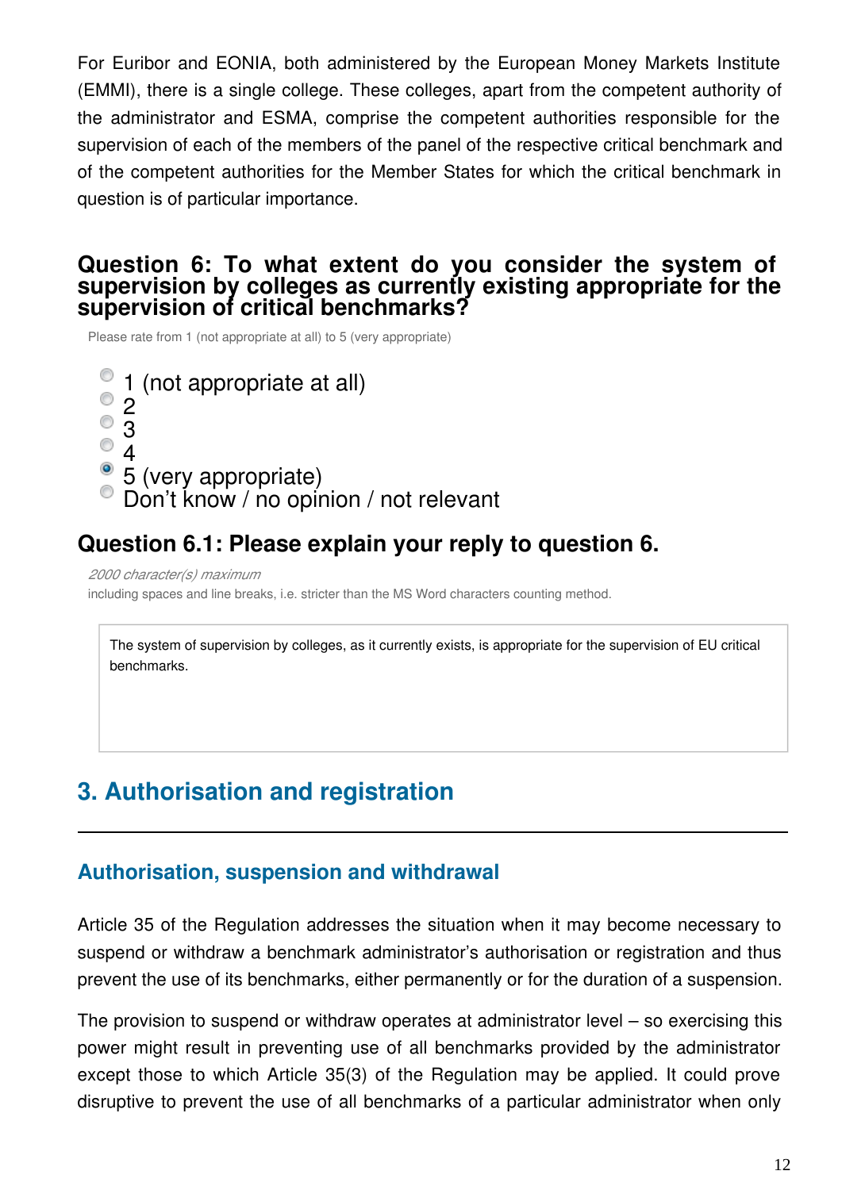For Euribor and EONIA, both administered by the European Money Markets Institute (EMMI), there is a single college. These colleges, apart from the competent authority of the administrator and ESMA, comprise the competent authorities responsible for the supervision of each of the members of the panel of the respective critical benchmark and of the competent authorities for the Member States for which the critical benchmark in question is of particular importance.

### Question 6: To what extent do you consider the system of supervision by colleges as currently existing appropriate for the supervision of critical benchmarks?

Please rate from 1 (not appropriate at all) to 5 (very appropriate)

- ○ 1 (not appropriate at all)
- ○ 2
- ○ 3
- ○ 4
- ● 5 (very appropriate)
- ○ Don't know / no opinion / not relevant

### Question 6.1: Please explain your reply to question 6.

*2000 character(s) maximum*

including spaces and line breaks, i.e. stricter than the MS Word characters counting method.

> The system of supervision by colleges, as it currently exists, is appropriate for the supervision of EU critical benchmarks.

## 3. Authorisation and registration

### Authorisation, suspension and withdrawal

Article 35 of the Regulation addresses the situation when it may become necessary to suspend or withdraw a benchmark administrator's authorisation or registration and thus prevent the use of its benchmarks, either permanently or for the duration of a suspension.

The provision to suspend or withdraw operates at administrator level – so exercising this power might result in preventing use of all benchmarks provided by the administrator except those to which Article 35(3) of the Regulation may be applied. It could prove disruptive to prevent the use of all benchmarks of a particular administrator when only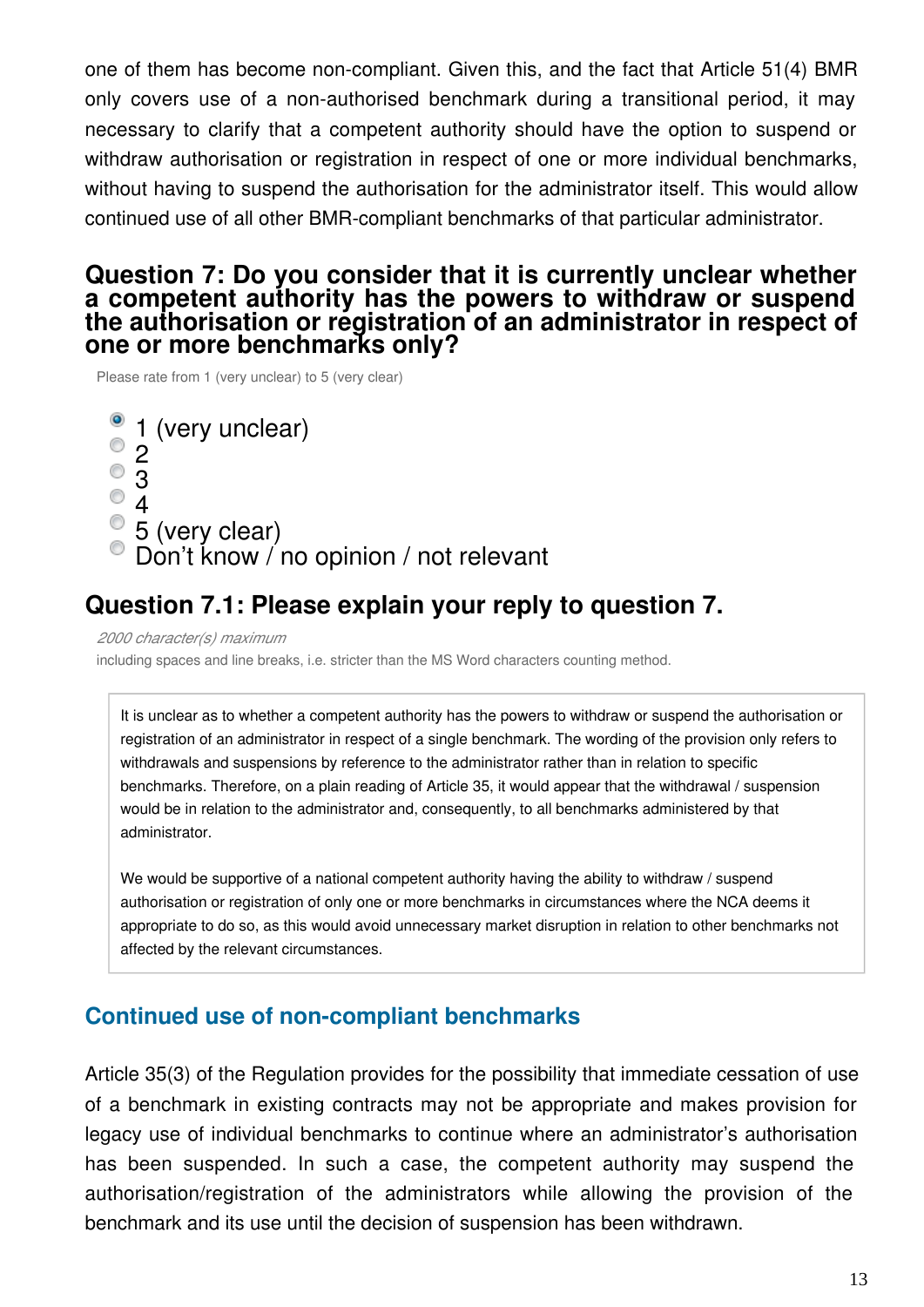one of them has become non-compliant. Given this, and the fact that Article 51(4) BMR only covers use of a non-authorised benchmark during a transitional period, it may necessary to clarify that a competent authority should have the option to suspend or withdraw authorisation or registration in respect of one or more individual benchmarks, without having to suspend the authorisation for the administrator itself. This would allow continued use of all other BMR-compliant benchmarks of that particular administrator.

## Question 7: Do you consider that it is currently unclear whether a competent authority has the powers to withdraw or suspend the authorisation or registration of an administrator in respect of one or more benchmarks only?

Please rate from 1 (very unclear) to 5 (very clear)

- [x] 1 (very unclear)
- [ ] 2
- [ ] 3
- [ ] 4
- [ ] 5 (very clear)
- [ ] Don't know / no opinion / not relevant

## Question 7.1: Please explain your reply to question 7.

*2000 character(s) maximum*
including spaces and line breaks, i.e. stricter than the MS Word characters counting method.

It is unclear as to whether a competent authority has the powers to withdraw or suspend the authorisation or registration of an administrator in respect of a single benchmark. The wording of the provision only refers to withdrawals and suspensions by reference to the administrator rather than in relation to specific benchmarks. Therefore, on a plain reading of Article 35, it would appear that the withdrawal / suspension would be in relation to the administrator and, consequently, to all benchmarks administered by that administrator.

We would be supportive of a national competent authority having the ability to withdraw / suspend authorisation or registration of only one or more benchmarks in circumstances where the NCA deems it appropriate to do so, as this would avoid unnecessary market disruption in relation to other benchmarks not affected by the relevant circumstances.

## Continued use of non-compliant benchmarks

Article 35(3) of the Regulation provides for the possibility that immediate cessation of use of a benchmark in existing contracts may not be appropriate and makes provision for legacy use of individual benchmarks to continue where an administrator's authorisation has been suspended. In such a case, the competent authority may suspend the authorisation/registration of the administrators while allowing the provision of the benchmark and its use until the decision of suspension has been withdrawn.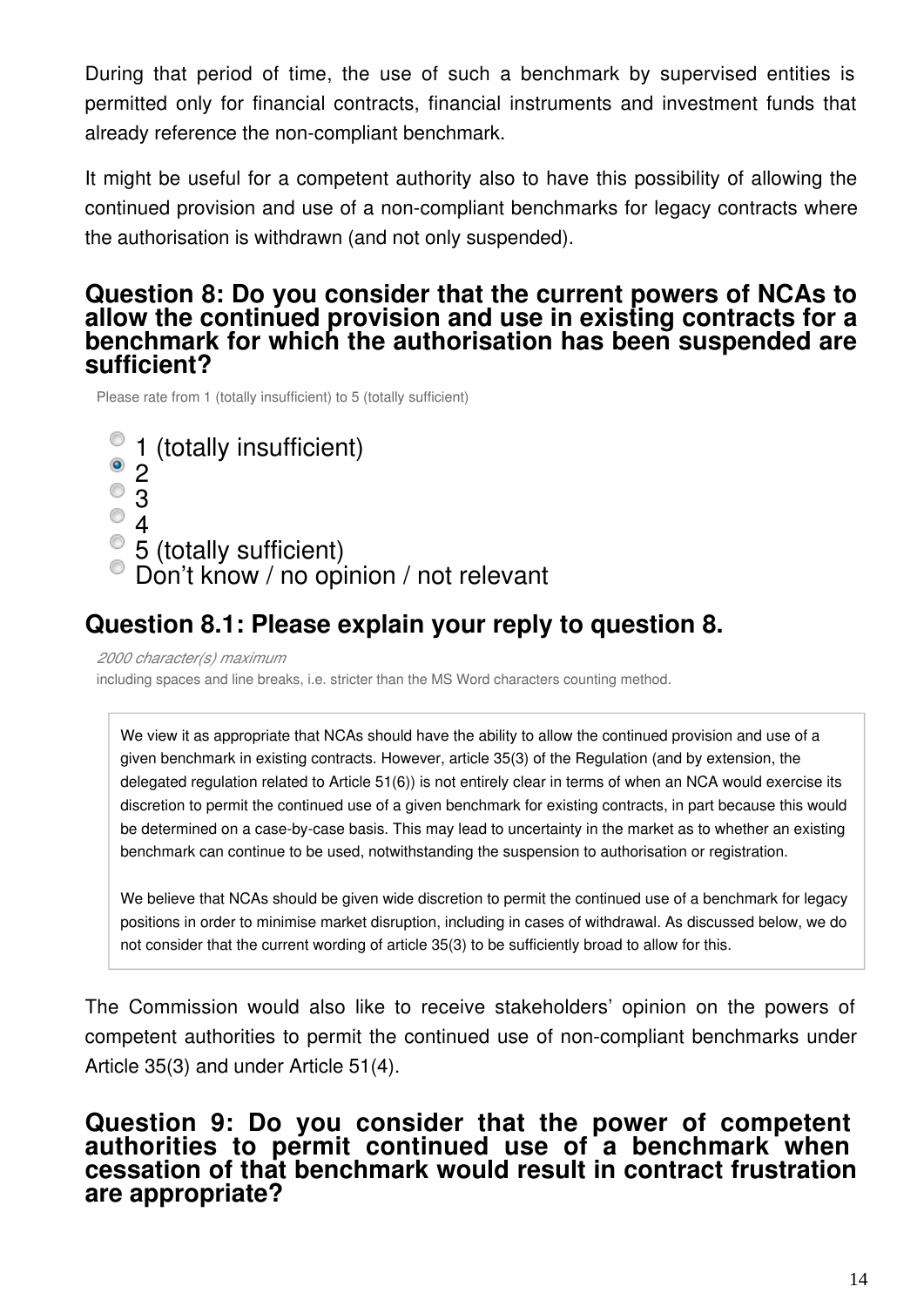During that period of time, the use of such a benchmark by supervised entities is permitted only for financial contracts, financial instruments and investment funds that already reference the non-compliant benchmark.

It might be useful for a competent authority also to have this possibility of allowing the continued provision and use of a non-compliant benchmarks for legacy contracts where the authorisation is withdrawn (and not only suspended).

## Question 8: Do you consider that the current powers of NCAs to allow the continued provision and use in existing contracts for a benchmark for which the authorisation has been suspended are sufficient?

Please rate from 1 (totally insufficient) to 5 (totally sufficient)

- ○ 1 (totally insufficient)
- ● 2
- ○ 3
- ○ 4
- ○ 5 (totally sufficient)
- ○ Don't know / no opinion / not relevant

## Question 8.1: Please explain your reply to question 8.

*2000 character(s) maximum*
including spaces and line breaks, i.e. stricter than the MS Word characters counting method.

We view it as appropriate that NCAs should have the ability to allow the continued provision and use of a given benchmark in existing contracts. However, article 35(3) of the Regulation (and by extension, the delegated regulation related to Article 51(6)) is not entirely clear in terms of when an NCA would exercise its discretion to permit the continued use of a given benchmark for existing contracts, in part because this would be determined on a case-by-case basis. This may lead to uncertainty in the market as to whether an existing benchmark can continue to be used, notwithstanding the suspension to authorisation or registration.

We believe that NCAs should be given wide discretion to permit the continued use of a benchmark for legacy positions in order to minimise market disruption, including in cases of withdrawal. As discussed below, we do not consider that the current wording of article 35(3) to be sufficiently broad to allow for this.

The Commission would also like to receive stakeholders' opinion on the powers of competent authorities to permit the continued use of non-compliant benchmarks under Article 35(3) and under Article 51(4).

## Question 9: Do you consider that the power of competent authorities to permit continued use of a benchmark when cessation of that benchmark would result in contract frustration are appropriate?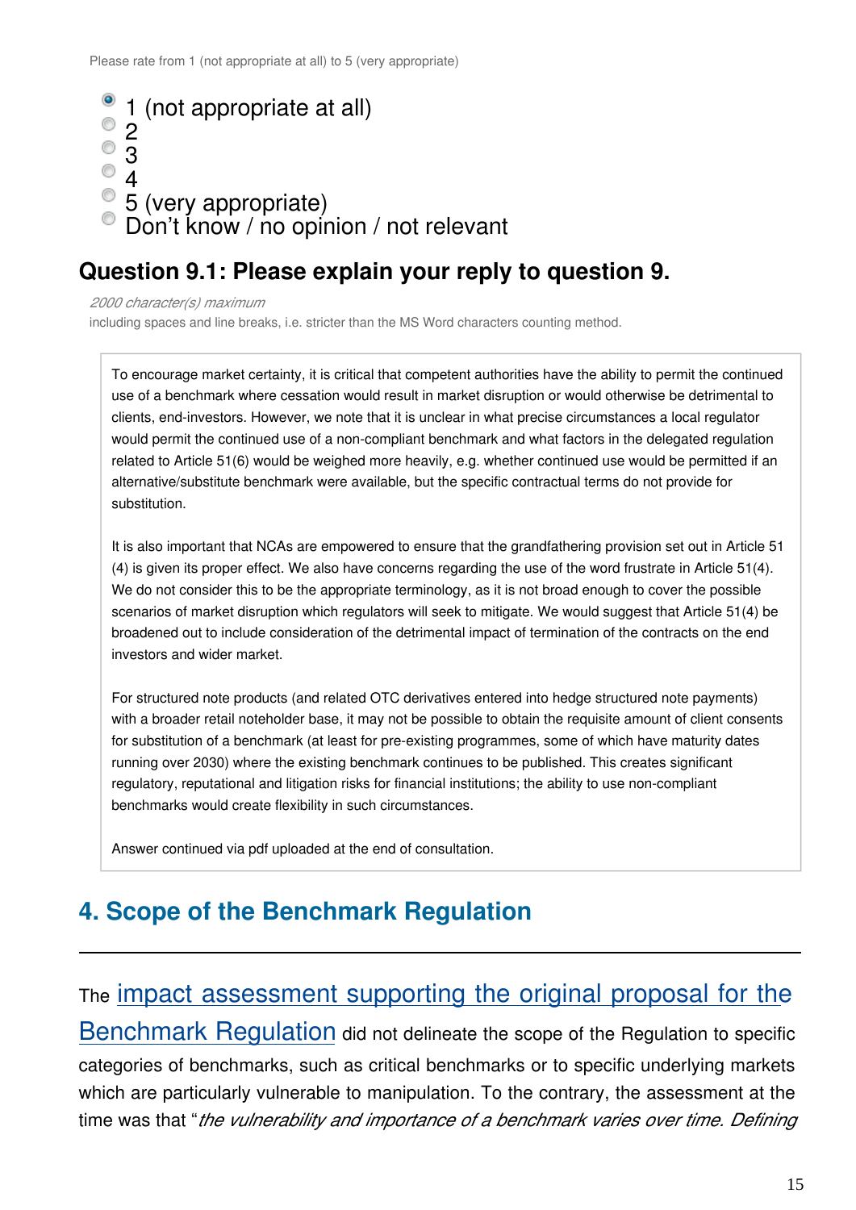Please rate from 1 (not appropriate at all) to 5 (very appropriate)

- [x] 1 (not appropriate at all)
- [ ] 2
- [ ] 3
- [ ] 4
- [ ] 5 (very appropriate)
- [ ] Don't know / no opinion / not relevant

### Question 9.1: Please explain your reply to question 9.

*2000 character(s) maximum*

including spaces and line breaks, i.e. stricter than the MS Word characters counting method.

> To encourage market certainty, it is critical that competent authorities have the ability to permit the continued use of a benchmark where cessation would result in market disruption or would otherwise be detrimental to clients, end-investors. However, we note that it is unclear in what precise circumstances a local regulator would permit the continued use of a non-compliant benchmark and what factors in the delegated regulation related to Article 51(6) would be weighed more heavily, e.g. whether continued use would be permitted if an alternative/substitute benchmark were available, but the specific contractual terms do not provide for substitution.
>
> It is also important that NCAs are empowered to ensure that the grandfathering provision set out in Article 51 (4) is given its proper effect. We also have concerns regarding the use of the word frustrate in Article 51(4). We do not consider this to be the appropriate terminology, as it is not broad enough to cover the possible scenarios of market disruption which regulators will seek to mitigate. We would suggest that Article 51(4) be broadened out to include consideration of the detrimental impact of termination of the contracts on the end investors and wider market.
>
> For structured note products (and related OTC derivatives entered into hedge structured note payments) with a broader retail noteholder base, it may not be possible to obtain the requisite amount of client consents for substitution of a benchmark (at least for pre-existing programmes, some of which have maturity dates running over 2030) where the existing benchmark continues to be published. This creates significant regulatory, reputational and litigation risks for financial institutions; the ability to use non-compliant benchmarks would create flexibility in such circumstances.
>
> Answer continued via pdf uploaded at the end of consultation.

## 4. Scope of the Benchmark Regulation

The impact assessment supporting the original proposal for the Benchmark Regulation did not delineate the scope of the Regulation to specific categories of benchmarks, such as critical benchmarks or to specific underlying markets which are particularly vulnerable to manipulation. To the contrary, the assessment at the time was that "*the vulnerability and importance of a benchmark varies over time. Defining*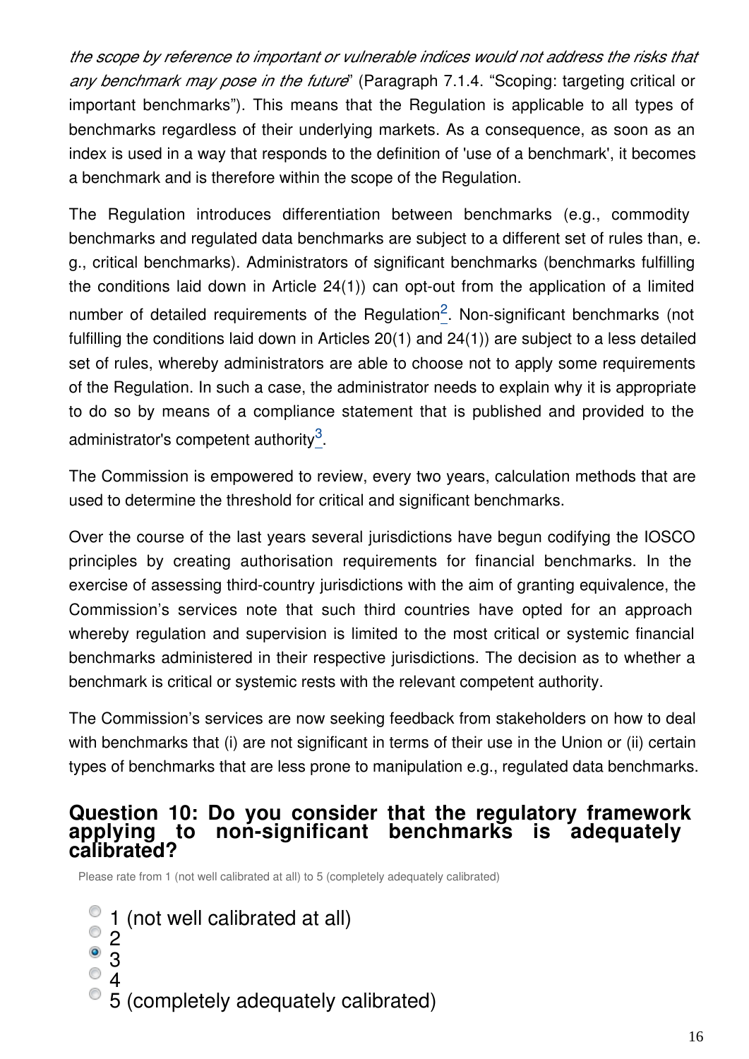*the scope by reference to important or vulnerable indices would not address the risks that any benchmark may pose in the future*" (Paragraph 7.1.4. "Scoping: targeting critical or important benchmarks"). This means that the Regulation is applicable to all types of benchmarks regardless of their underlying markets. As a consequence, as soon as an index is used in a way that responds to the definition of 'use of a benchmark', it becomes a benchmark and is therefore within the scope of the Regulation.

The Regulation introduces differentiation between benchmarks (e.g., commodity benchmarks and regulated data benchmarks are subject to a different set of rules than, e. g., critical benchmarks). Administrators of significant benchmarks (benchmarks fulfilling the conditions laid down in Article 24(1)) can opt-out from the application of a limited number of detailed requirements of the Regulation[2]. Non-significant benchmarks (not fulfilling the conditions laid down in Articles 20(1) and 24(1)) are subject to a less detailed set of rules, whereby administrators are able to choose not to apply some requirements of the Regulation. In such a case, the administrator needs to explain why it is appropriate to do so by means of a compliance statement that is published and provided to the administrator's competent authority[3].

The Commission is empowered to review, every two years, calculation methods that are used to determine the threshold for critical and significant benchmarks.

Over the course of the last years several jurisdictions have begun codifying the IOSCO principles by creating authorisation requirements for financial benchmarks. In the exercise of assessing third-country jurisdictions with the aim of granting equivalence, the Commission's services note that such third countries have opted for an approach whereby regulation and supervision is limited to the most critical or systemic financial benchmarks administered in their respective jurisdictions. The decision as to whether a benchmark is critical or systemic rests with the relevant competent authority.

The Commission's services are now seeking feedback from stakeholders on how to deal with benchmarks that (i) are not significant in terms of their use in the Union or (ii) certain types of benchmarks that are less prone to manipulation e.g., regulated data benchmarks.

## Question 10: Do you consider that the regulatory framework applying to non-significant benchmarks is adequately calibrated?

Please rate from 1 (not well calibrated at all) to 5 (completely adequately calibrated)

- ○ 1 (not well calibrated at all)
- ○ 2
- ● 3
- ○ 4
- ○ 5 (completely adequately calibrated)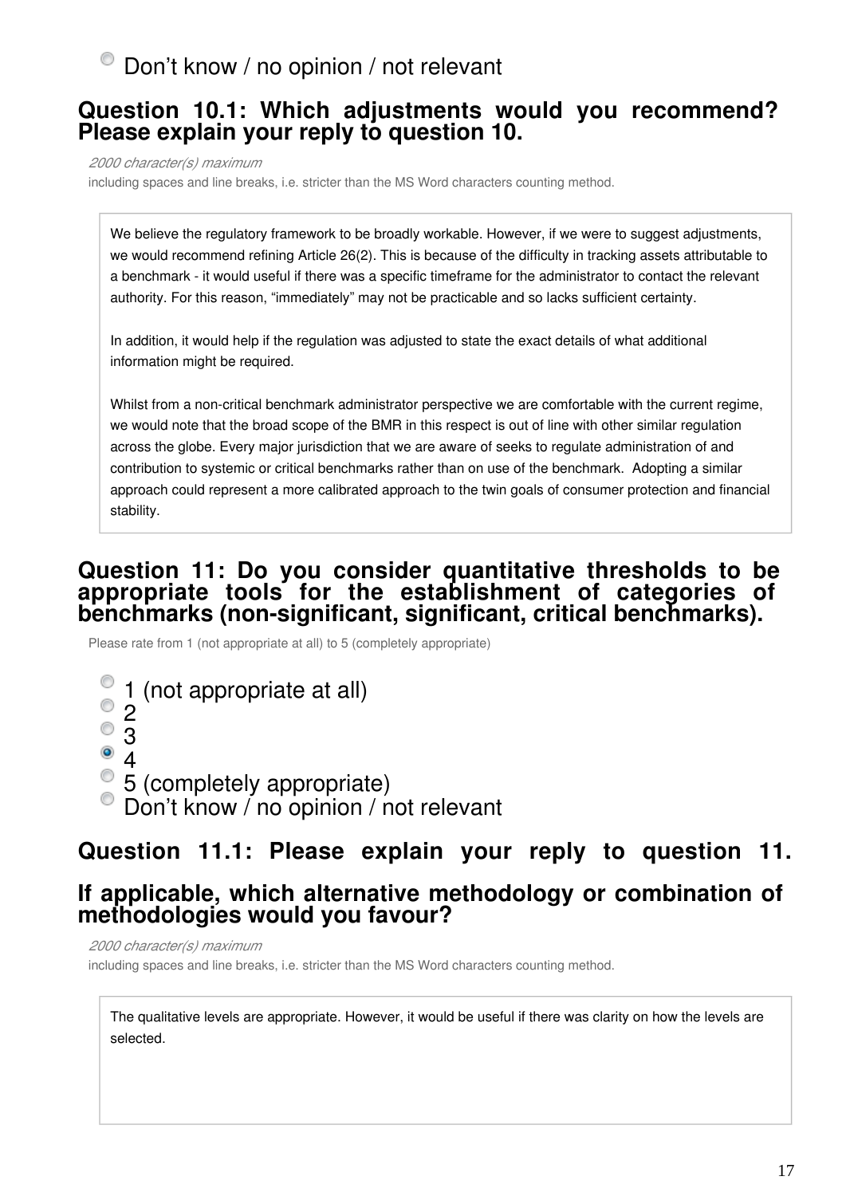Don't know / no opinion / not relevant

### Question 10.1: Which adjustments would you recommend? Please explain your reply to question 10.

*2000 character(s) maximum*

including spaces and line breaks, i.e. stricter than the MS Word characters counting method.

We believe the regulatory framework to be broadly workable. However, if we were to suggest adjustments, we would recommend refining Article 26(2). This is because of the difficulty in tracking assets attributable to a benchmark - it would useful if there was a specific timeframe for the administrator to contact the relevant authority. For this reason, "immediately" may not be practicable and so lacks sufficient certainty.

In addition, it would help if the regulation was adjusted to state the exact details of what additional information might be required.

Whilst from a non-critical benchmark administrator perspective we are comfortable with the current regime, we would note that the broad scope of the BMR in this respect is out of line with other similar regulation across the globe. Every major jurisdiction that we are aware of seeks to regulate administration of and contribution to systemic or critical benchmarks rather than on use of the benchmark.  Adopting a similar approach could represent a more calibrated approach to the twin goals of consumer protection and financial stability.

### Question 11: Do you consider quantitative thresholds to be appropriate tools for the establishment of categories of benchmarks (non-significant, significant, critical benchmarks).

Please rate from 1 (not appropriate at all) to 5 (completely appropriate)

- ○ 1 (not appropriate at all)
- ○ 2
- ○ 3
- ● 4
- ○ 5 (completely appropriate)
- ○ Don't know / no opinion / not relevant

### Question 11.1: Please explain your reply to question 11.

### If applicable, which alternative methodology or combination of methodologies would you favour?

*2000 character(s) maximum*

including spaces and line breaks, i.e. stricter than the MS Word characters counting method.

The qualitative levels are appropriate. However, it would be useful if there was clarity on how the levels are selected.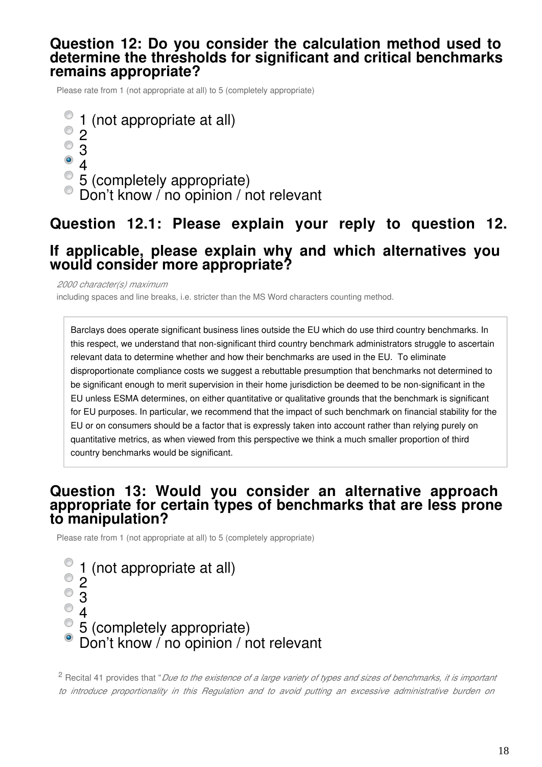**Question 12: Do you consider the calculation method used to determine the thresholds for significant and critical benchmarks remains appropriate?**

Please rate from 1 (not appropriate at all) to 5 (completely appropriate)

- ○ 1 (not appropriate at all)
- ○ 2
- ○ 3
- ● 4
- ○ 5 (completely appropriate)
- ○ Don't know / no opinion / not relevant

**Question 12.1: Please explain your reply to question 12.**

**If applicable, please explain why and which alternatives you would consider more appropriate?**

*2000 character(s) maximum*
including spaces and line breaks, i.e. stricter than the MS Word characters counting method.

> Barclays does operate significant business lines outside the EU which do use third country benchmarks. In this respect, we understand that non-significant third country benchmark administrators struggle to ascertain relevant data to determine whether and how their benchmarks are used in the EU. To eliminate disproportionate compliance costs we suggest a rebuttable presumption that benchmarks not determined to be significant enough to merit supervision in their home jurisdiction be deemed to be non-significant in the EU unless ESMA determines, on either quantitative or qualitative grounds that the benchmark is significant for EU purposes. In particular, we recommend that the impact of such benchmark on financial stability for the EU or on consumers should be a factor that is expressly taken into account rather than relying purely on quantitative metrics, as when viewed from this perspective we think a much smaller proportion of third country benchmarks would be significant.

**Question 13: Would you consider an alternative approach appropriate for certain types of benchmarks that are less prone to manipulation?**

Please rate from 1 (not appropriate at all) to 5 (completely appropriate)

- ○ 1 (not appropriate at all)
- ○ 2
- ○ 3
- ○ 4
- ○ 5 (completely appropriate)
- ● Don't know / no opinion / not relevant

[2] Recital 41 provides that "*Due to the existence of a large variety of types and sizes of benchmarks, it is important to introduce proportionality in this Regulation and to avoid putting an excessive administrative burden on*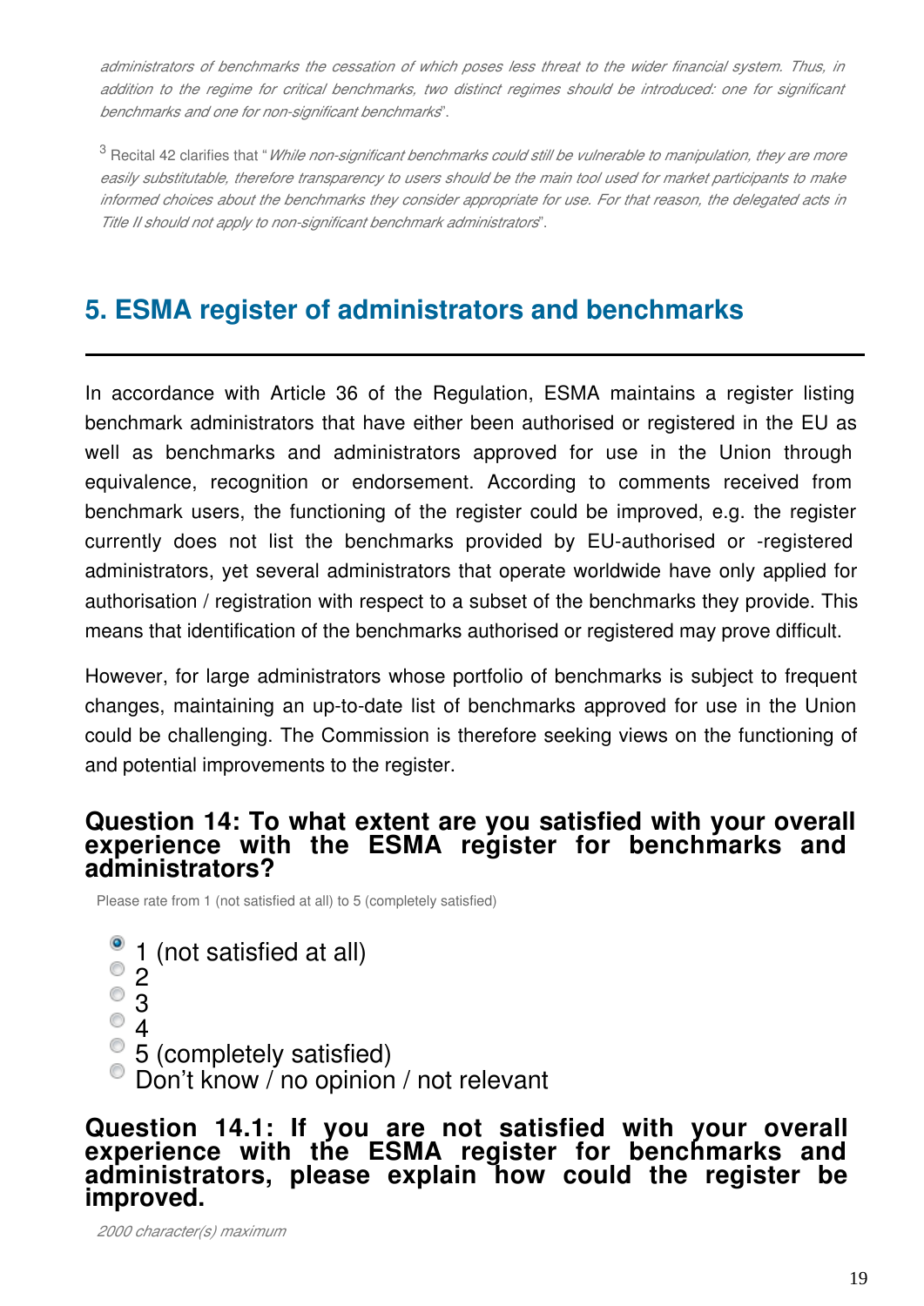*administrators of benchmarks the cessation of which poses less threat to the wider financial system. Thus, in addition to the regime for critical benchmarks, two distinct regimes should be introduced: one for significant benchmarks and one for non-significant benchmarks*".

[3] Recital 42 clarifies that "*While non-significant benchmarks could still be vulnerable to manipulation, they are more easily substitutable, therefore transparency to users should be the main tool used for market participants to make informed choices about the benchmarks they consider appropriate for use. For that reason, the delegated acts in Title II should not apply to non-significant benchmark administrators*".

## 5. ESMA register of administrators and benchmarks

In accordance with Article 36 of the Regulation, ESMA maintains a register listing benchmark administrators that have either been authorised or registered in the EU as well as benchmarks and administrators approved for use in the Union through equivalence, recognition or endorsement. According to comments received from benchmark users, the functioning of the register could be improved, e.g. the register currently does not list the benchmarks provided by EU-authorised or -registered administrators, yet several administrators that operate worldwide have only applied for authorisation / registration with respect to a subset of the benchmarks they provide. This means that identification of the benchmarks authorised or registered may prove difficult.

However, for large administrators whose portfolio of benchmarks is subject to frequent changes, maintaining an up-to-date list of benchmarks approved for use in the Union could be challenging. The Commission is therefore seeking views on the functioning of and potential improvements to the register.

### Question 14: To what extent are you satisfied with your overall experience with the ESMA register for benchmarks and administrators?

Please rate from 1 (not satisfied at all) to 5 (completely satisfied)

- [x] 1 (not satisfied at all)
- [ ] 2
- [ ] 3
- [ ] 4
- [ ] 5 (completely satisfied)
- [ ] Don't know / no opinion / not relevant

### Question 14.1: If you are not satisfied with your overall experience with the ESMA register for benchmarks and administrators, please explain how could the register be improved.

*2000 character(s) maximum*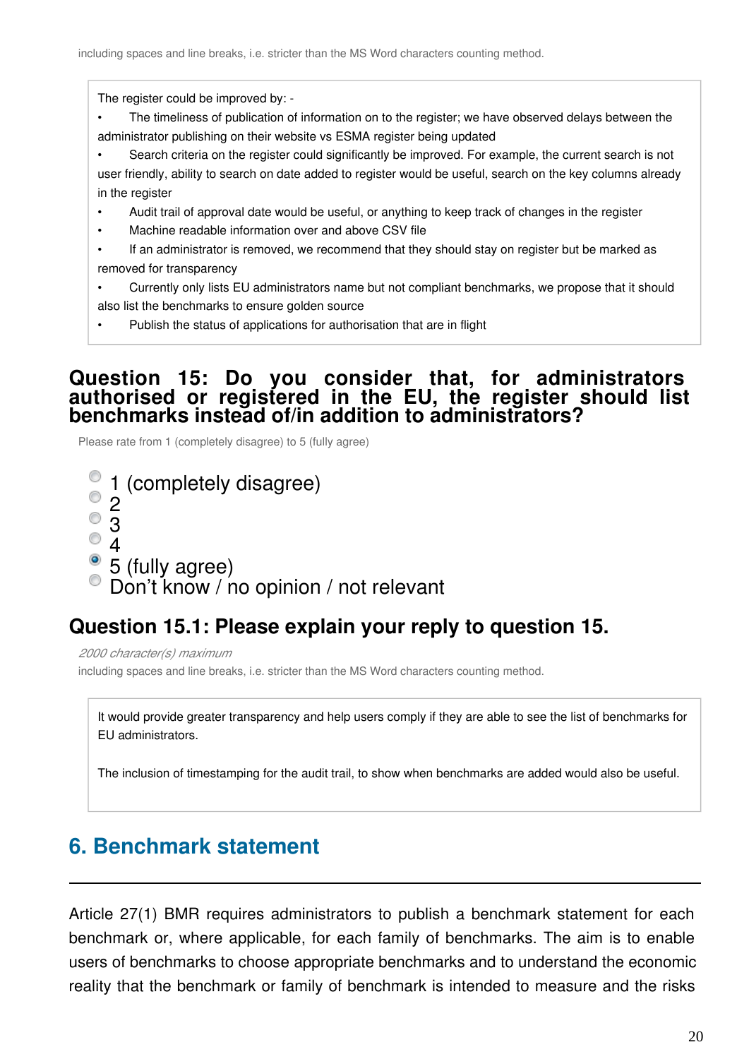including spaces and line breaks, i.e. stricter than the MS Word characters counting method.

> The register could be improved by: -
> - The timeliness of publication of information on to the register; we have observed delays between the administrator publishing on their website vs ESMA register being updated
> - Search criteria on the register could significantly be improved. For example, the current search is not user friendly, ability to search on date added to register would be useful, search on the key columns already in the register
> - Audit trail of approval date would be useful, or anything to keep track of changes in the register
> - Machine readable information over and above CSV file
> - If an administrator is removed, we recommend that they should stay on register but be marked as removed for transparency
> - Currently only lists EU administrators name but not compliant benchmarks, we propose that it should also list the benchmarks to ensure golden source
> - Publish the status of applications for authorisation that are in flight

### Question 15: Do you consider that, for administrators authorised or registered in the EU, the register should list benchmarks instead of/in addition to administrators?

Please rate from 1 (completely disagree) to 5 (fully agree)

- ○ 1 (completely disagree)
- ○ 2
- ○ 3
- ○ 4
- ● 5 (fully agree)
- ○ Don’t know / no opinion / not relevant

### Question 15.1: Please explain your reply to question 15.

*2000 character(s) maximum*

including spaces and line breaks, i.e. stricter than the MS Word characters counting method.

> It would provide greater transparency and help users comply if they are able to see the list of benchmarks for EU administrators.
>
> The inclusion of timestamping for the audit trail, to show when benchmarks are added would also be useful.

## 6. Benchmark statement

Article 27(1) BMR requires administrators to publish a benchmark statement for each benchmark or, where applicable, for each family of benchmarks. The aim is to enable users of benchmarks to choose appropriate benchmarks and to understand the economic reality that the benchmark or family of benchmark is intended to measure and the risks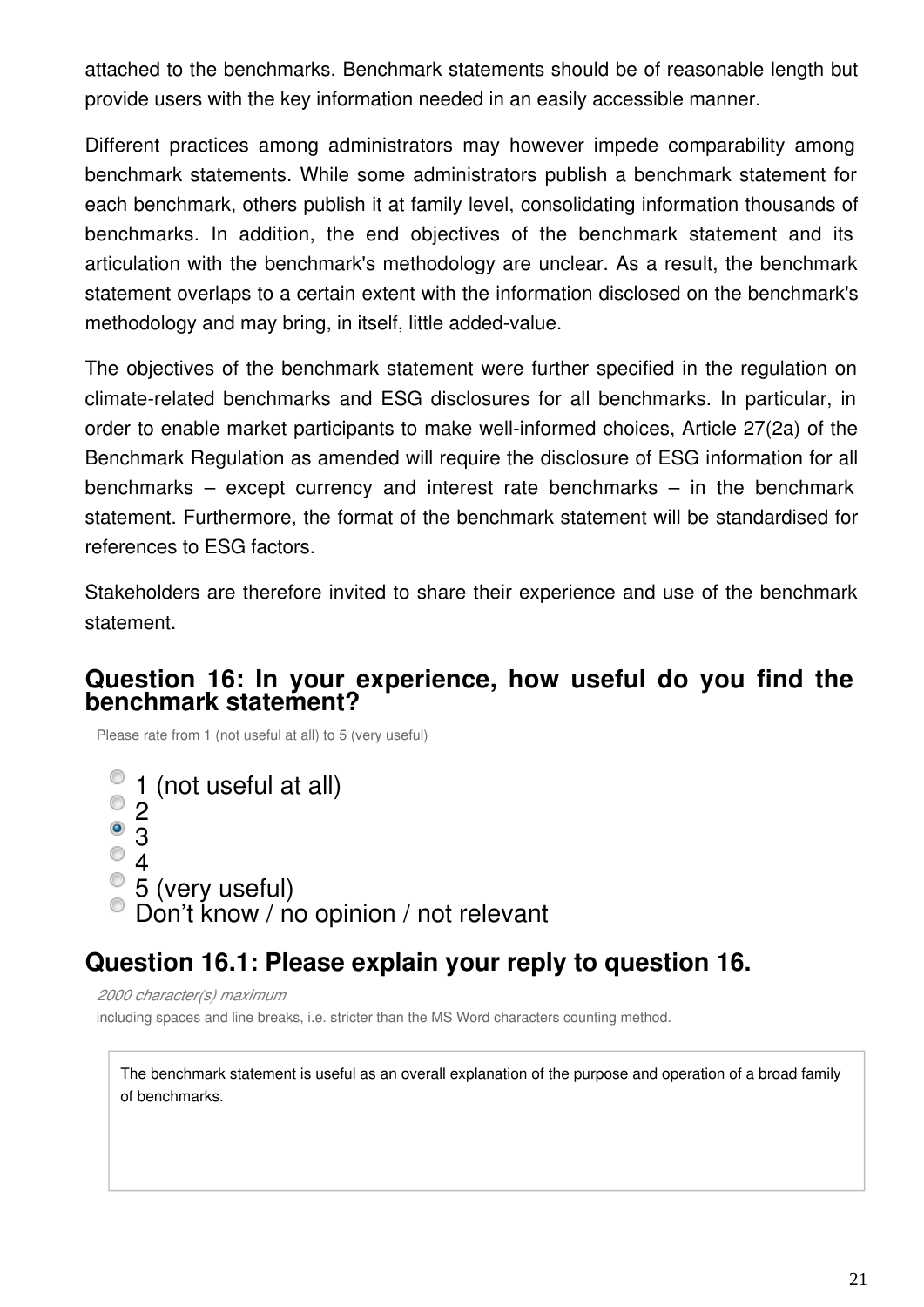attached to the benchmarks. Benchmark statements should be of reasonable length but provide users with the key information needed in an easily accessible manner.

Different practices among administrators may however impede comparability among benchmark statements. While some administrators publish a benchmark statement for each benchmark, others publish it at family level, consolidating information thousands of benchmarks. In addition, the end objectives of the benchmark statement and its articulation with the benchmark's methodology are unclear. As a result, the benchmark statement overlaps to a certain extent with the information disclosed on the benchmark's methodology and may bring, in itself, little added-value.

The objectives of the benchmark statement were further specified in the regulation on climate-related benchmarks and ESG disclosures for all benchmarks. In particular, in order to enable market participants to make well-informed choices, Article 27(2a) of the Benchmark Regulation as amended will require the disclosure of ESG information for all benchmarks – except currency and interest rate benchmarks – in the benchmark statement. Furthermore, the format of the benchmark statement will be standardised for references to ESG factors.

Stakeholders are therefore invited to share their experience and use of the benchmark statement.

## Question 16: In your experience, how useful do you find the benchmark statement?

Please rate from 1 (not useful at all) to 5 (very useful)

- ○ 1 (not useful at all)
- ○ 2
- ● 3
- ○ 4
- ○ 5 (very useful)
- ○ Don't know / no opinion / not relevant

## Question 16.1: Please explain your reply to question 16.

*2000 character(s) maximum*

including spaces and line breaks, i.e. stricter than the MS Word characters counting method.

The benchmark statement is useful as an overall explanation of the purpose and operation of a broad family of benchmarks.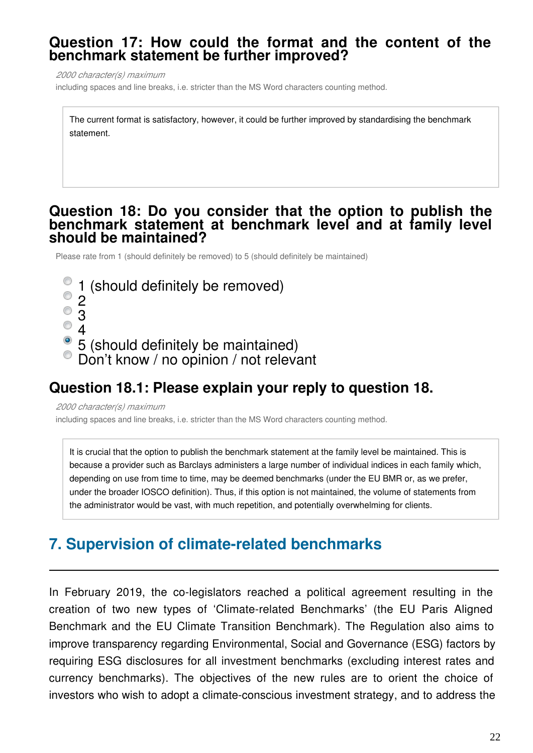### Question 17: How could the format and the content of the benchmark statement be further improved?

*2000 character(s) maximum*
including spaces and line breaks, i.e. stricter than the MS Word characters counting method.

> The current format is satisfactory, however, it could be further improved by standardising the benchmark statement.

### Question 18: Do you consider that the option to publish the benchmark statement at benchmark level and at family level should be maintained?

Please rate from 1 (should definitely be removed) to 5 (should definitely be maintained)

- ○ 1 (should definitely be removed)
- ○ 2
- ○ 3
- ○ 4
- ● 5 (should definitely be maintained)
- ○ Don’t know / no opinion / not relevant

### Question 18.1: Please explain your reply to question 18.

*2000 character(s) maximum*
including spaces and line breaks, i.e. stricter than the MS Word characters counting method.

> It is crucial that the option to publish the benchmark statement at the family level be maintained. This is because a provider such as Barclays administers a large number of individual indices in each family which, depending on use from time to time, may be deemed benchmarks (under the EU BMR or, as we prefer, under the broader IOSCO definition). Thus, if this option is not maintained, the volume of statements from the administrator would be vast, with much repetition, and potentially overwhelming for clients.

## 7. Supervision of climate-related benchmarks

---

In February 2019, the co-legislators reached a political agreement resulting in the creation of two new types of ‘Climate-related Benchmarks’ (the EU Paris Aligned Benchmark and the EU Climate Transition Benchmark). The Regulation also aims to improve transparency regarding Environmental, Social and Governance (ESG) factors by requiring ESG disclosures for all investment benchmarks (excluding interest rates and currency benchmarks). The objectives of the new rules are to orient the choice of investors who wish to adopt a climate-conscious investment strategy, and to address the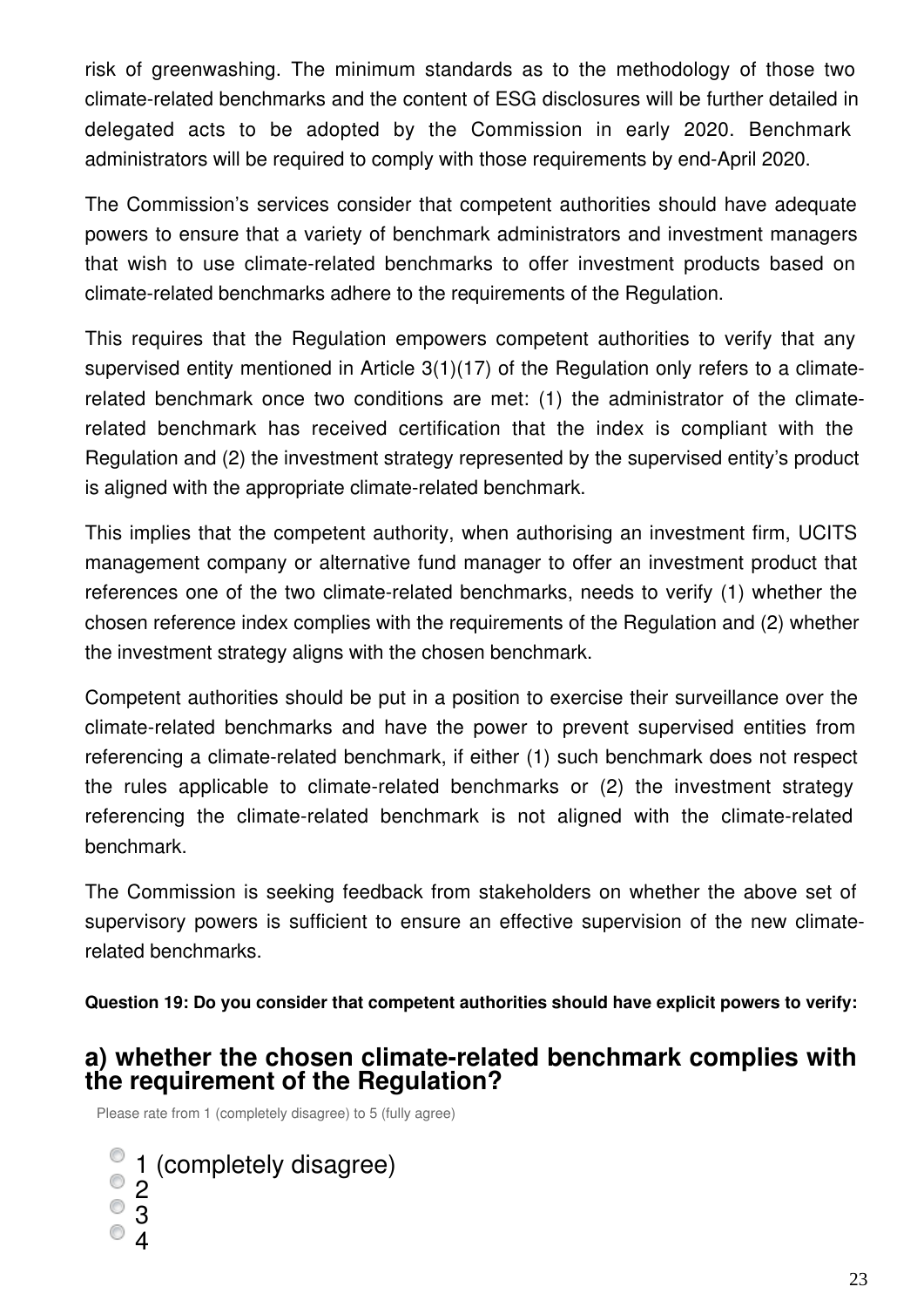risk of greenwashing. The minimum standards as to the methodology of those two climate-related benchmarks and the content of ESG disclosures will be further detailed in delegated acts to be adopted by the Commission in early 2020. Benchmark administrators will be required to comply with those requirements by end-April 2020.

The Commission's services consider that competent authorities should have adequate powers to ensure that a variety of benchmark administrators and investment managers that wish to use climate-related benchmarks to offer investment products based on climate-related benchmarks adhere to the requirements of the Regulation.

This requires that the Regulation empowers competent authorities to verify that any supervised entity mentioned in Article 3(1)(17) of the Regulation only refers to a climate-related benchmark once two conditions are met: (1) the administrator of the climate-related benchmark has received certification that the index is compliant with the Regulation and (2) the investment strategy represented by the supervised entity's product is aligned with the appropriate climate-related benchmark.

This implies that the competent authority, when authorising an investment firm, UCITS management company or alternative fund manager to offer an investment product that references one of the two climate-related benchmarks, needs to verify (1) whether the chosen reference index complies with the requirements of the Regulation and (2) whether the investment strategy aligns with the chosen benchmark.

Competent authorities should be put in a position to exercise their surveillance over the climate-related benchmarks and have the power to prevent supervised entities from referencing a climate-related benchmark, if either (1) such benchmark does not respect the rules applicable to climate-related benchmarks or (2) the investment strategy referencing the climate-related benchmark is not aligned with the climate-related benchmark.

The Commission is seeking feedback from stakeholders on whether the above set of supervisory powers is sufficient to ensure an effective supervision of the new climate-related benchmarks.

**Question 19: Do you consider that competent authorities should have explicit powers to verify:**

## a) whether the chosen climate-related benchmark complies with the requirement of the Regulation?

Please rate from 1 (completely disagree) to 5 (fully agree)

- 1 (completely disagree)
- 2
- 3
- 4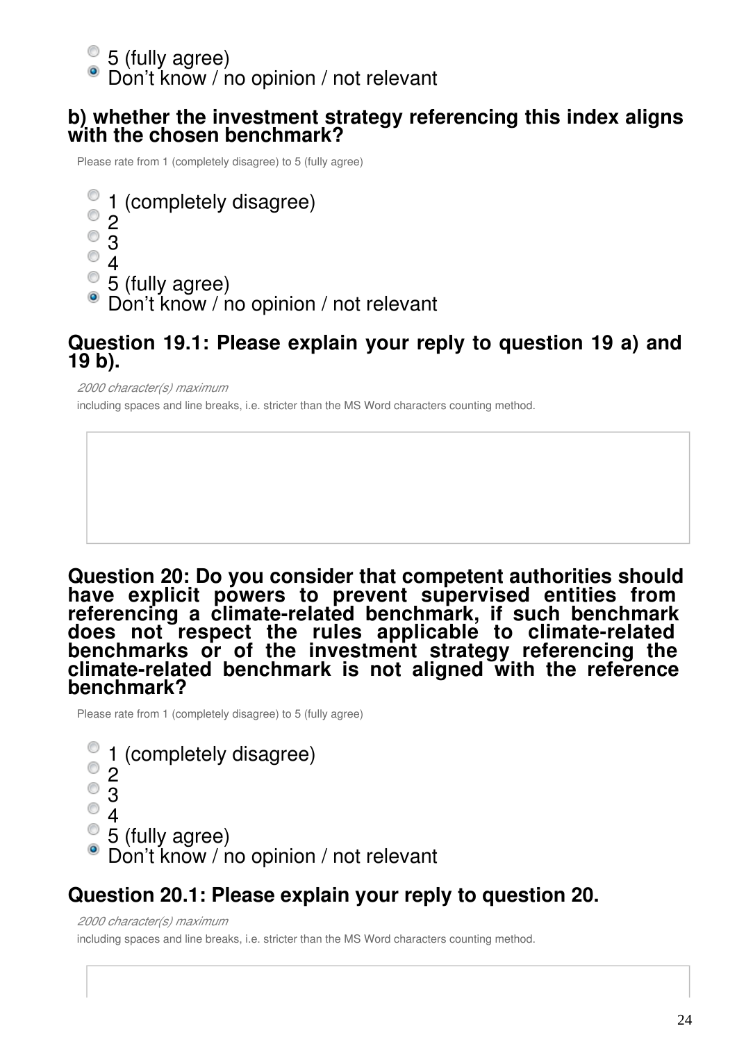- 5 (fully agree)
- ◉ Don't know / no opinion / not relevant

**b) whether the investment strategy referencing this index aligns with the chosen benchmark?**

Please rate from 1 (completely disagree) to 5 (fully agree)

- 1 (completely disagree)
- 2
- 3
- 4
- 5 (fully agree)
- ◉ Don't know / no opinion / not relevant

**Question 19.1: Please explain your reply to question 19 a) and 19 b).**

*2000 character(s) maximum*

including spaces and line breaks, i.e. stricter than the MS Word characters counting method.

**Question 20: Do you consider that competent authorities should have explicit powers to prevent supervised entities from referencing a climate-related benchmark, if such benchmark does not respect the rules applicable to climate-related benchmarks or of the investment strategy referencing the climate-related benchmark is not aligned with the reference benchmark?**

Please rate from 1 (completely disagree) to 5 (fully agree)

- 1 (completely disagree)
- 2
- 3
- 4
- 5 (fully agree)
- ◉ Don't know / no opinion / not relevant

**Question 20.1: Please explain your reply to question 20.**

*2000 character(s) maximum*

including spaces and line breaks, i.e. stricter than the MS Word characters counting method.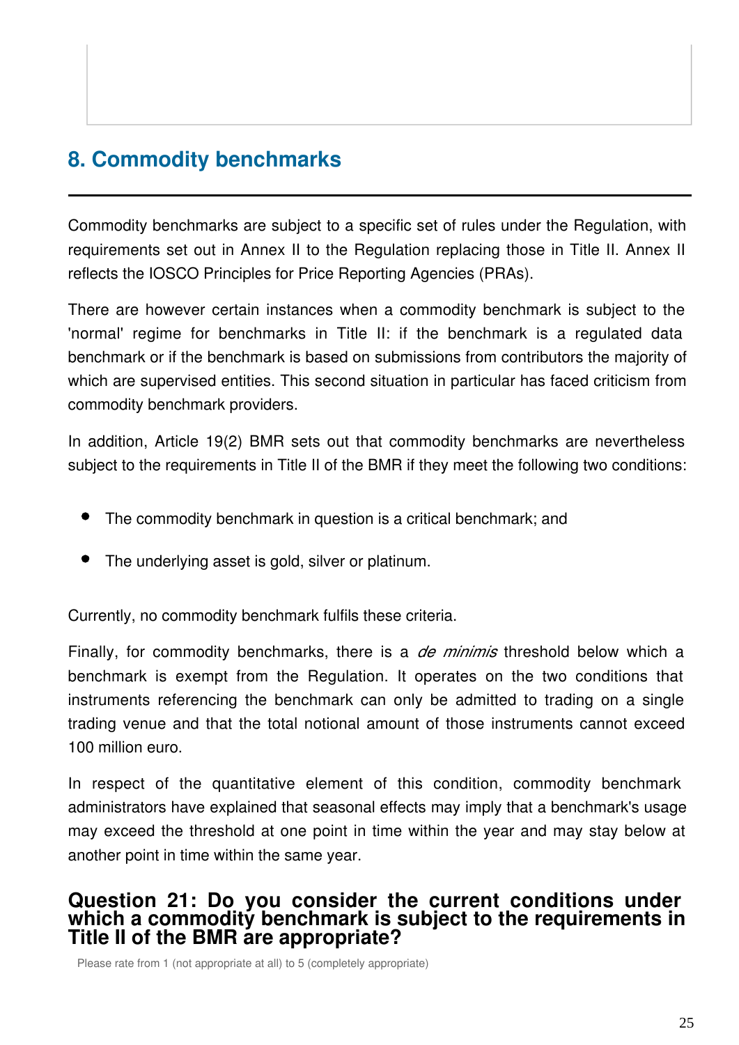## 8. Commodity benchmarks

Commodity benchmarks are subject to a specific set of rules under the Regulation, with requirements set out in Annex II to the Regulation replacing those in Title II. Annex II reflects the IOSCO Principles for Price Reporting Agencies (PRAs).

There are however certain instances when a commodity benchmark is subject to the 'normal' regime for benchmarks in Title II: if the benchmark is a regulated data benchmark or if the benchmark is based on submissions from contributors the majority of which are supervised entities. This second situation in particular has faced criticism from commodity benchmark providers.

In addition, Article 19(2) BMR sets out that commodity benchmarks are nevertheless subject to the requirements in Title II of the BMR if they meet the following two conditions:

- The commodity benchmark in question is a critical benchmark; and
- The underlying asset is gold, silver or platinum.

Currently, no commodity benchmark fulfils these criteria.

Finally, for commodity benchmarks, there is a *de minimis* threshold below which a benchmark is exempt from the Regulation. It operates on the two conditions that instruments referencing the benchmark can only be admitted to trading on a single trading venue and that the total notional amount of those instruments cannot exceed 100 million euro.

In respect of the quantitative element of this condition, commodity benchmark administrators have explained that seasonal effects may imply that a benchmark's usage may exceed the threshold at one point in time within the year and may stay below at another point in time within the same year.

### Question 21: Do you consider the current conditions under which a commodity benchmark is subject to the requirements in Title II of the BMR are appropriate?

Please rate from 1 (not appropriate at all) to 5 (completely appropriate)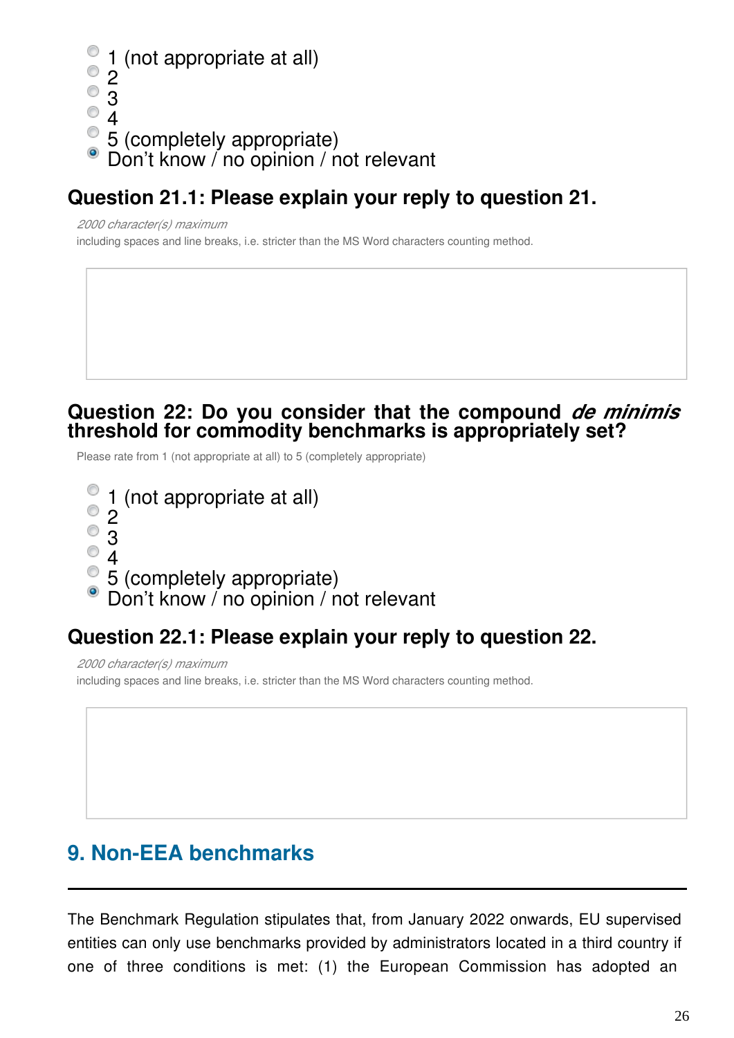- 1 (not appropriate at all)
- 2
- 3
- 4
- 5 (completely appropriate)
- Don't know / no opinion / not relevant

### Question 21.1: Please explain your reply to question 21.

*2000 character(s) maximum*

including spaces and line breaks, i.e. stricter than the MS Word characters counting method.

### Question 22: Do you consider that the compound *de minimis* threshold for commodity benchmarks is appropriately set?

Please rate from 1 (not appropriate at all) to 5 (completely appropriate)

- 1 (not appropriate at all)
- 2
- 3
- 4
- 5 (completely appropriate)
- Don't know / no opinion / not relevant

### Question 22.1: Please explain your reply to question 22.

*2000 character(s) maximum*

including spaces and line breaks, i.e. stricter than the MS Word characters counting method.

## 9. Non-EEA benchmarks

The Benchmark Regulation stipulates that, from January 2022 onwards, EU supervised entities can only use benchmarks provided by administrators located in a third country if one of three conditions is met: (1) the European Commission has adopted an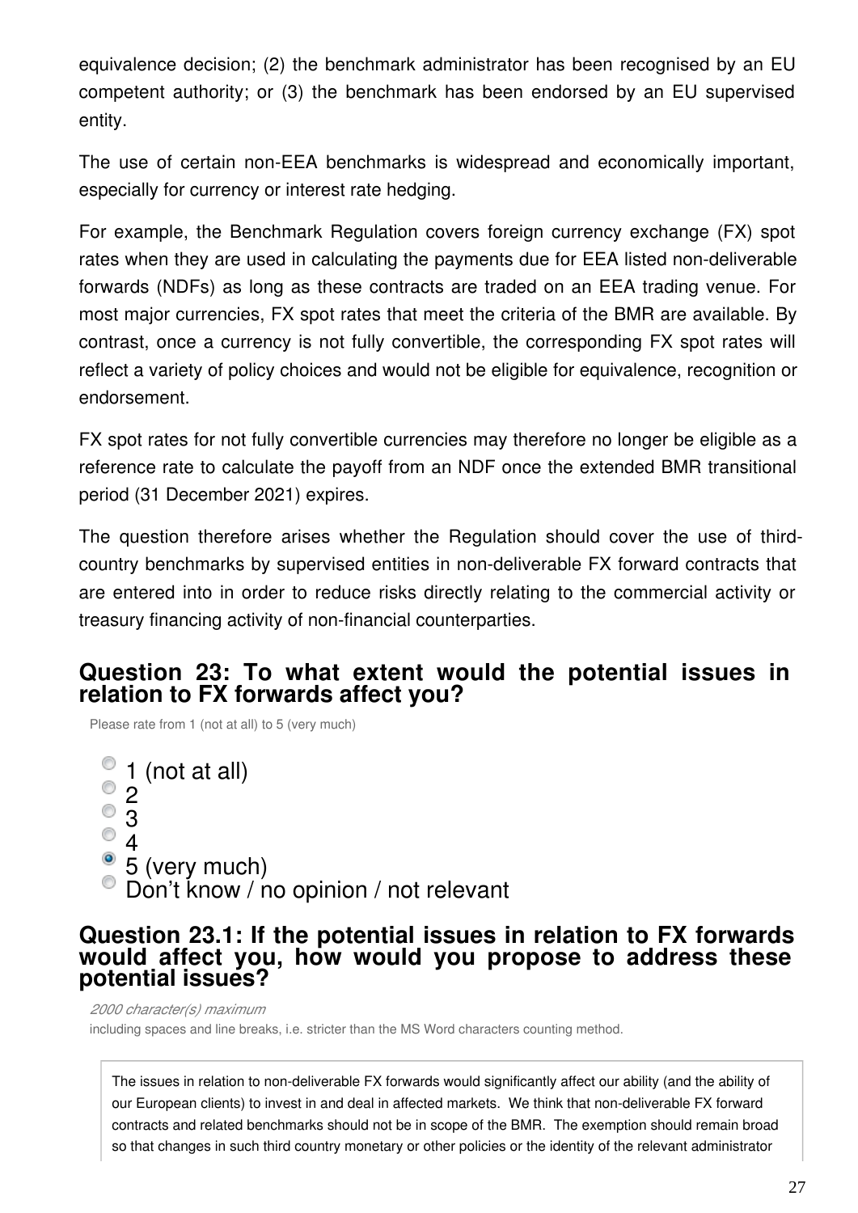equivalence decision; (2) the benchmark administrator has been recognised by an EU competent authority; or (3) the benchmark has been endorsed by an EU supervised entity.

The use of certain non-EEA benchmarks is widespread and economically important, especially for currency or interest rate hedging.

For example, the Benchmark Regulation covers foreign currency exchange (FX) spot rates when they are used in calculating the payments due for EEA listed non-deliverable forwards (NDFs) as long as these contracts are traded on an EEA trading venue. For most major currencies, FX spot rates that meet the criteria of the BMR are available. By contrast, once a currency is not fully convertible, the corresponding FX spot rates will reflect a variety of policy choices and would not be eligible for equivalence, recognition or endorsement.

FX spot rates for not fully convertible currencies may therefore no longer be eligible as a reference rate to calculate the payoff from an NDF once the extended BMR transitional period (31 December 2021) expires.

The question therefore arises whether the Regulation should cover the use of third-country benchmarks by supervised entities in non-deliverable FX forward contracts that are entered into in order to reduce risks directly relating to the commercial activity or treasury financing activity of non-financial counterparties.

## Question 23: To what extent would the potential issues in relation to FX forwards affect you?

Please rate from 1 (not at all) to 5 (very much)

- ○ 1 (not at all)
- ○ 2
- ○ 3
- ○ 4
- ● 5 (very much)
- ○ Don't know / no opinion / not relevant

## Question 23.1: If the potential issues in relation to FX forwards would affect you, how would you propose to address these potential issues?

*2000 character(s) maximum*

including spaces and line breaks, i.e. stricter than the MS Word characters counting method.

The issues in relation to non-deliverable FX forwards would significantly affect our ability (and the ability of our European clients) to invest in and deal in affected markets. We think that non-deliverable FX forward contracts and related benchmarks should not be in scope of the BMR. The exemption should remain broad so that changes in such third country monetary or other policies or the identity of the relevant administrator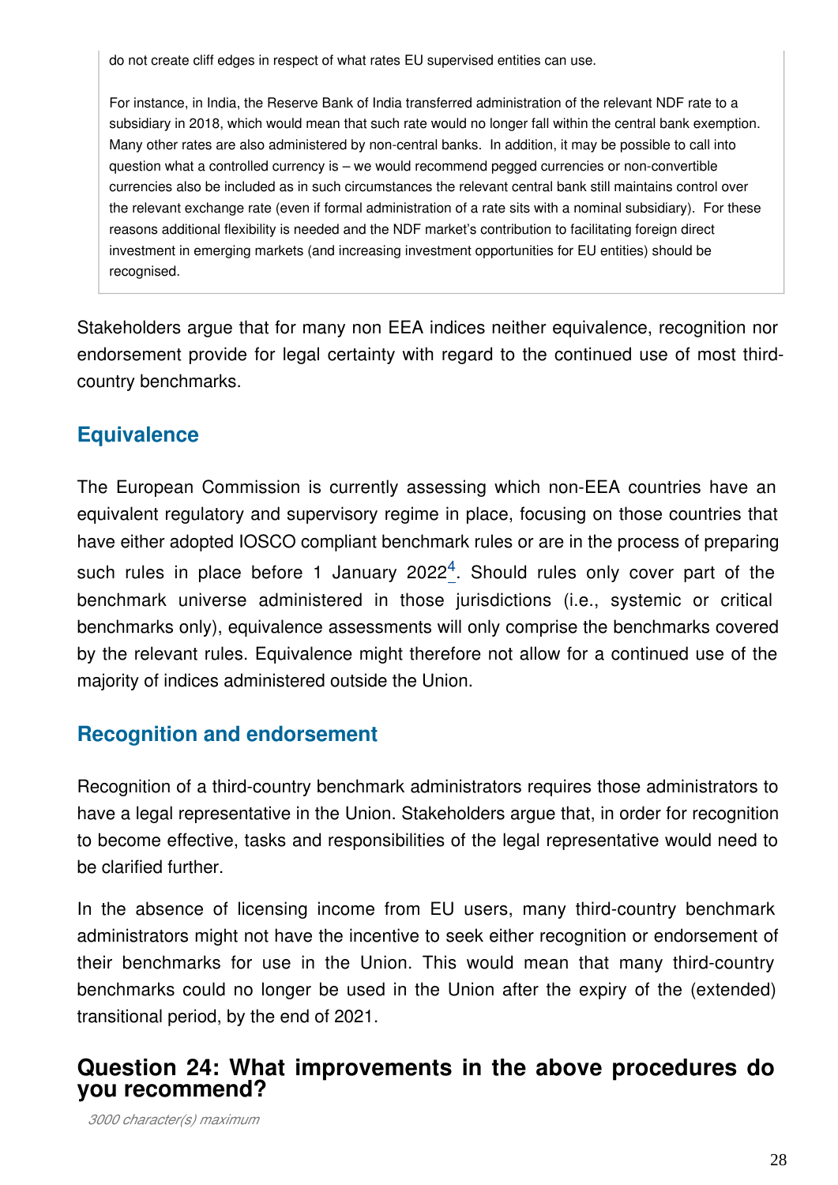do not create cliff edges in respect of what rates EU supervised entities can use.

For instance, in India, the Reserve Bank of India transferred administration of the relevant NDF rate to a subsidiary in 2018, which would mean that such rate would no longer fall within the central bank exemption. Many other rates are also administered by non-central banks. In addition, it may be possible to call into question what a controlled currency is – we would recommend pegged currencies or non-convertible currencies also be included as in such circumstances the relevant central bank still maintains control over the relevant exchange rate (even if formal administration of a rate sits with a nominal subsidiary). For these reasons additional flexibility is needed and the NDF market's contribution to facilitating foreign direct investment in emerging markets (and increasing investment opportunities for EU entities) should be recognised.

Stakeholders argue that for many non EEA indices neither equivalence, recognition nor endorsement provide for legal certainty with regard to the continued use of most third-country benchmarks.

## Equivalence

The European Commission is currently assessing which non-EEA countries have an equivalent regulatory and supervisory regime in place, focusing on those countries that have either adopted IOSCO compliant benchmark rules or are in the process of preparing such rules in place before 1 January 2022[4]. Should rules only cover part of the benchmark universe administered in those jurisdictions (i.e., systemic or critical benchmarks only), equivalence assessments will only comprise the benchmarks covered by the relevant rules. Equivalence might therefore not allow for a continued use of the majority of indices administered outside the Union.

## Recognition and endorsement

Recognition of a third-country benchmark administrators requires those administrators to have a legal representative in the Union. Stakeholders argue that, in order for recognition to become effective, tasks and responsibilities of the legal representative would need to be clarified further.

In the absence of licensing income from EU users, many third-country benchmark administrators might not have the incentive to seek either recognition or endorsement of their benchmarks for use in the Union. This would mean that many third-country benchmarks could no longer be used in the Union after the expiry of the (extended) transitional period, by the end of 2021.

## Question 24: What improvements in the above procedures do you recommend?

*3000 character(s) maximum*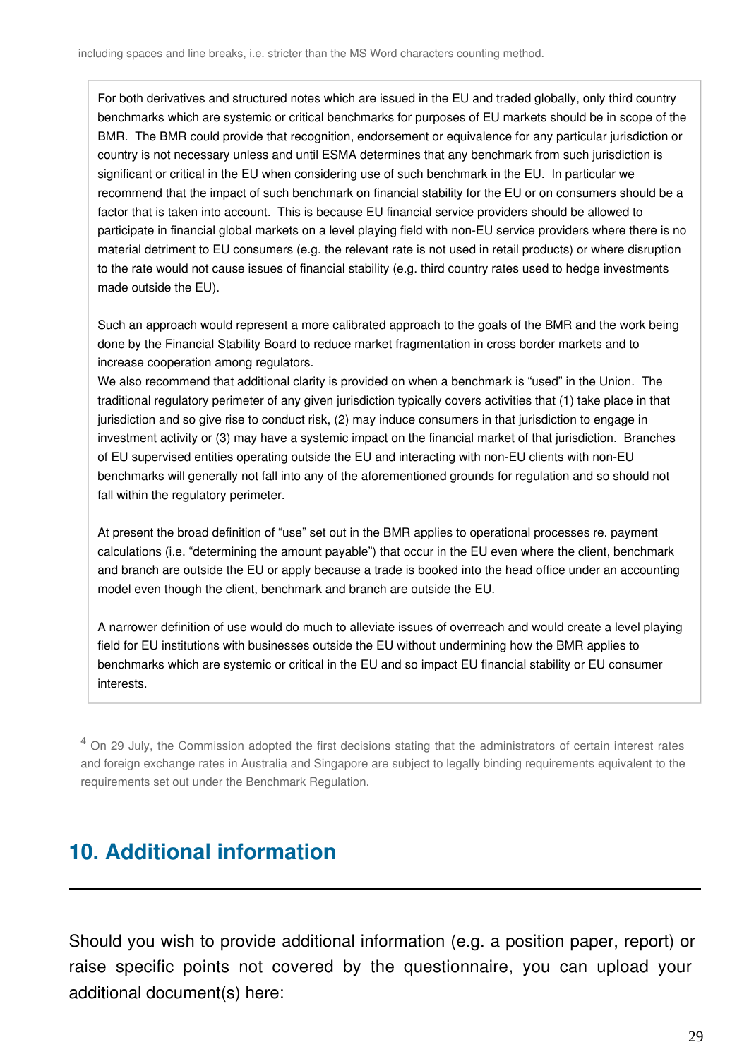including spaces and line breaks, i.e. stricter than the MS Word characters counting method.

For both derivatives and structured notes which are issued in the EU and traded globally, only third country benchmarks which are systemic or critical benchmarks for purposes of EU markets should be in scope of the BMR. The BMR could provide that recognition, endorsement or equivalence for any particular jurisdiction or country is not necessary unless and until ESMA determines that any benchmark from such jurisdiction is significant or critical in the EU when considering use of such benchmark in the EU. In particular we recommend that the impact of such benchmark on financial stability for the EU or on consumers should be a factor that is taken into account. This is because EU financial service providers should be allowed to participate in financial global markets on a level playing field with non-EU service providers where there is no material detriment to EU consumers (e.g. the relevant rate is not used in retail products) or where disruption to the rate would not cause issues of financial stability (e.g. third country rates used to hedge investments made outside the EU).

Such an approach would represent a more calibrated approach to the goals of the BMR and the work being done by the Financial Stability Board to reduce market fragmentation in cross border markets and to increase cooperation among regulators.
We also recommend that additional clarity is provided on when a benchmark is "used" in the Union. The traditional regulatory perimeter of any given jurisdiction typically covers activities that (1) take place in that jurisdiction and so give rise to conduct risk, (2) may induce consumers in that jurisdiction to engage in investment activity or (3) may have a systemic impact on the financial market of that jurisdiction. Branches of EU supervised entities operating outside the EU and interacting with non-EU clients with non-EU benchmarks will generally not fall into any of the aforementioned grounds for regulation and so should not fall within the regulatory perimeter.

At present the broad definition of "use" set out in the BMR applies to operational processes re. payment calculations (i.e. "determining the amount payable") that occur in the EU even where the client, benchmark and branch are outside the EU or apply because a trade is booked into the head office under an accounting model even though the client, benchmark and branch are outside the EU.

A narrower definition of use would do much to alleviate issues of overreach and would create a level playing field for EU institutions with businesses outside the EU without undermining how the BMR applies to benchmarks which are systemic or critical in the EU and so impact EU financial stability or EU consumer interests.

[4] On 29 July, the Commission adopted the first decisions stating that the administrators of certain interest rates and foreign exchange rates in Australia and Singapore are subject to legally binding requirements equivalent to the requirements set out under the Benchmark Regulation.

## 10. Additional information

Should you wish to provide additional information (e.g. a position paper, report) or raise specific points not covered by the questionnaire, you can upload your additional document(s) here: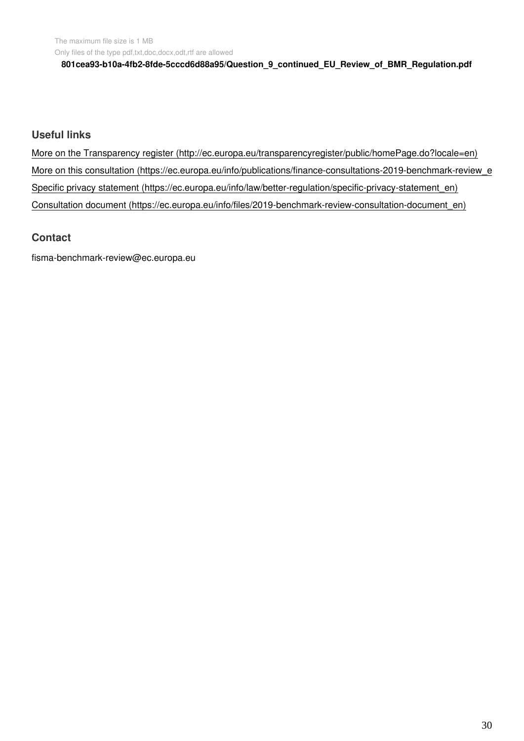The maximum file size is 1 MB

Only files of the type pdf,txt,doc,docx,odt,rtf are allowed

**801cea93-b10a-4fb2-8fde-5cccd6d88a95/Question_9_continued_EU_Review_of_BMR_Regulation.pdf**

### Useful links

More on the Transparency register (http://ec.europa.eu/transparencyregister/public/homePage.do?locale=en)

More on this consultation (https://ec.europa.eu/info/publications/finance-consultations-2019-benchmark-review_e

Specific privacy statement (https://ec.europa.eu/info/law/better-regulation/specific-privacy-statement_en)

Consultation document (https://ec.europa.eu/info/files/2019-benchmark-review-consultation-document_en)

### Contact

fisma-benchmark-review@ec.europa.eu